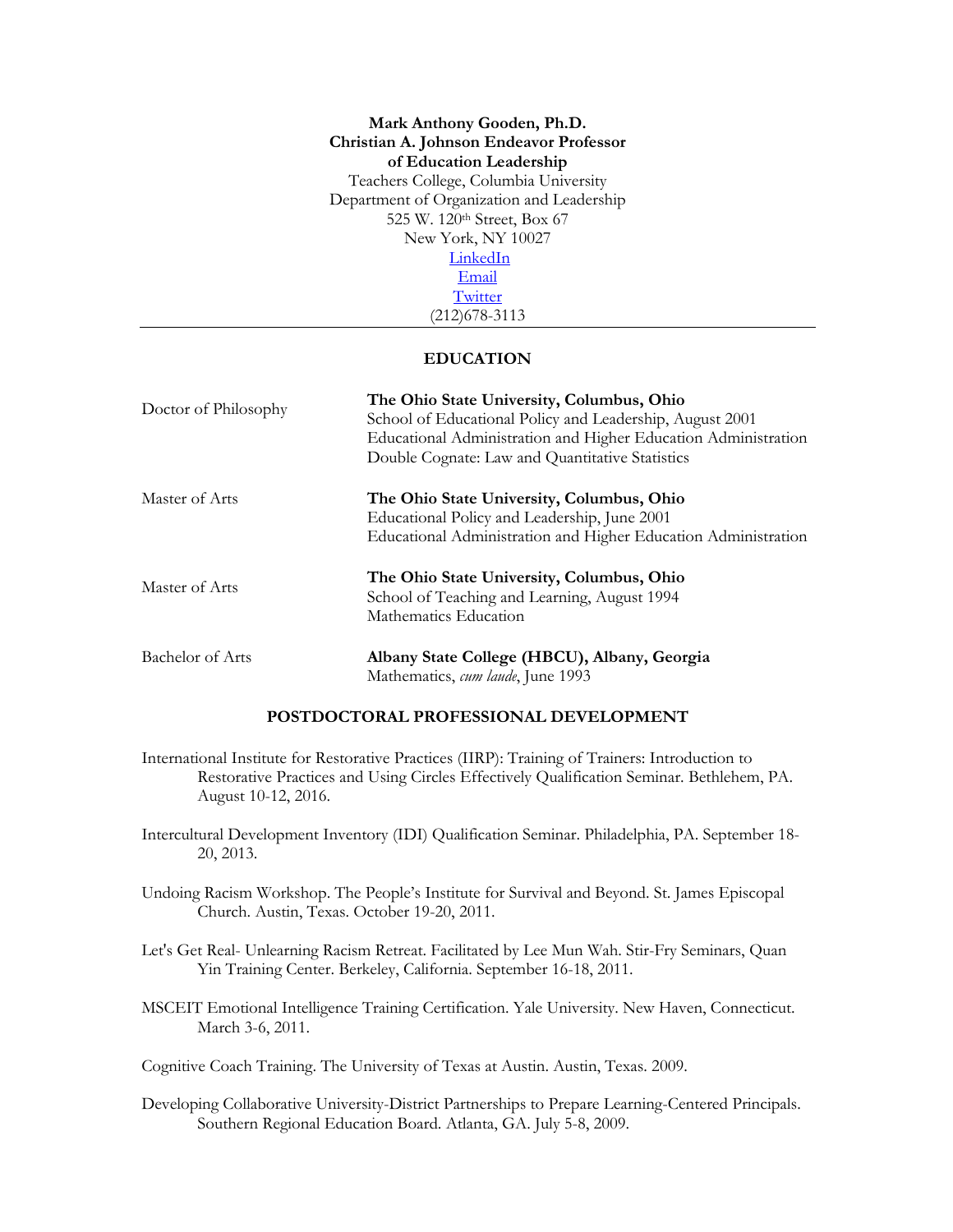**Mark Anthony Gooden, Ph.D.**
**Christian A. Johnson Endeavor Professor**
**of Education Leadership**
Teachers College, Columbia University
Department of Organization and Leadership
525 W. 120th Street, Box 67
New York, NY 10027
LinkedIn
Email
Twitter
(212)678-3113

---

## EDUCATION

| | |
|---|---|
| Doctor of Philosophy | **The Ohio State University, Columbus, Ohio**<br>School of Educational Policy and Leadership, August 2001<br>Educational Administration and Higher Education Administration<br>Double Cognate: Law and Quantitative Statistics |
| Master of Arts | **The Ohio State University, Columbus, Ohio**<br>Educational Policy and Leadership, June 2001<br>Educational Administration and Higher Education Administration |
| Master of Arts | **The Ohio State University, Columbus, Ohio**<br>School of Teaching and Learning, August 1994<br>Mathematics Education |
| Bachelor of Arts | **Albany State College (HBCU), Albany, Georgia**<br>Mathematics, *cum laude*, June 1993 |

## POSTDOCTORAL PROFESSIONAL DEVELOPMENT

International Institute for Restorative Practices (IIRP): Training of Trainers: Introduction to Restorative Practices and Using Circles Effectively Qualification Seminar. Bethlehem, PA. August 10-12, 2016.

Intercultural Development Inventory (IDI) Qualification Seminar. Philadelphia, PA. September 18-20, 2013.

Undoing Racism Workshop. The People's Institute for Survival and Beyond. St. James Episcopal Church. Austin, Texas. October 19-20, 2011.

Let's Get Real- Unlearning Racism Retreat. Facilitated by Lee Mun Wah. Stir-Fry Seminars, Quan Yin Training Center. Berkeley, California. September 16-18, 2011.

MSCEIT Emotional Intelligence Training Certification. Yale University. New Haven, Connecticut. March 3-6, 2011.

Cognitive Coach Training. The University of Texas at Austin. Austin, Texas. 2009.

Developing Collaborative University-District Partnerships to Prepare Learning-Centered Principals. Southern Regional Education Board. Atlanta, GA. July 5-8, 2009.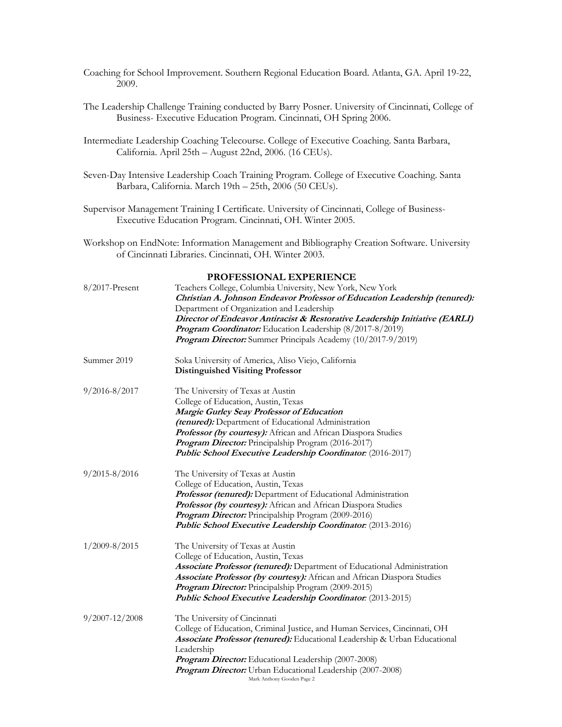Coaching for School Improvement. Southern Regional Education Board. Atlanta, GA. April 19-22, 2009.

The Leadership Challenge Training conducted by Barry Posner. University of Cincinnati, College of Business- Executive Education Program. Cincinnati, OH Spring 2006.

Intermediate Leadership Coaching Telecourse. College of Executive Coaching. Santa Barbara, California. April 25th – August 22nd, 2006. (16 CEUs).

Seven-Day Intensive Leadership Coach Training Program. College of Executive Coaching. Santa Barbara, California. March 19th – 25th, 2006 (50 CEUs).

Supervisor Management Training I Certificate. University of Cincinnati, College of Business- Executive Education Program. Cincinnati, OH. Winter 2005.

Workshop on EndNote: Information Management and Bibliography Creation Software. University of Cincinnati Libraries. Cincinnati, OH. Winter 2003.

## PROFESSIONAL EXPERIENCE

**8/2017-Present**
Teachers College, Columbia University, New York, New York
***Christian A. Johnson Endeavor Professor of Education Leadership (tenured):*** Department of Organization and Leadership
***Director of Endeavor Antiracist & Restorative Leadership Initiative (EARLI)***
***Program Coordinator:*** Education Leadership (8/2017-8/2019)
***Program Director:*** Summer Principals Academy (10/2017-9/2019)

**Summer 2019**
Soka University of America, Aliso Viejo, California
**Distinguished Visiting Professor**

**9/2016-8/2017**
The University of Texas at Austin
College of Education, Austin, Texas
***Margie Gurley Seay Professor of Education (tenured):*** Department of Educational Administration
***Professor (by courtesy):*** African and African Diaspora Studies
***Program Director:*** Principalship Program (2016-2017)
***Public School Executive Leadership Coordinator*:** (2016-2017)

**9/2015-8/2016**
The University of Texas at Austin
College of Education, Austin, Texas
***Professor (tenured):*** Department of Educational Administration
***Professor (by courtesy):*** African and African Diaspora Studies
***Program Director:*** Principalship Program (2009-2016)
***Public School Executive Leadership Coordinator*:** (2013-2016)

**1/2009-8/2015**
The University of Texas at Austin
College of Education, Austin, Texas
***Associate Professor (tenured):*** Department of Educational Administration
***Associate Professor (by courtesy):*** African and African Diaspora Studies
***Program Director:*** Principalship Program (2009-2015)
***Public School Executive Leadership Coordinator*:** (2013-2015)

**9/2007-12/2008**
The University of Cincinnati
College of Education, Criminal Justice, and Human Services, Cincinnati, OH
***Associate Professor (tenured):*** Educational Leadership & Urban Educational Leadership
***Program Director:*** Educational Leadership (2007-2008)
***Program Director:*** Urban Educational Leadership (2007-2008)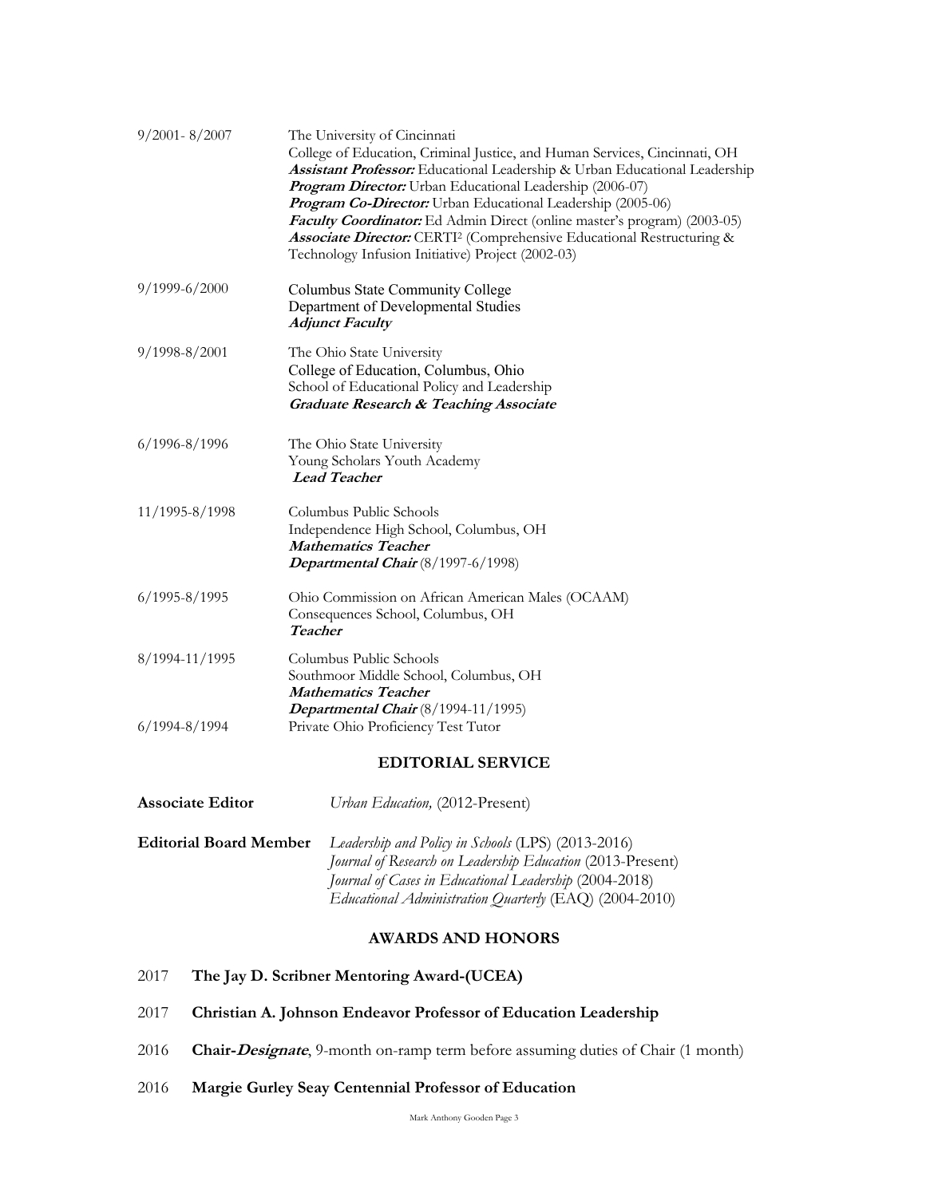| | |
|---|---|
| 9/2001- 8/2007 | The University of Cincinnati<br>College of Education, Criminal Justice, and Human Services, Cincinnati, OH<br>***Assistant Professor:*** Educational Leadership & Urban Educational Leadership<br>***Program Director:*** Urban Educational Leadership (2006-07)<br>***Program Co-Director:*** Urban Educational Leadership (2005-06)<br>***Faculty Coordinator:*** Ed Admin Direct (online master's program) (2003-05)<br>***Associate Director:*** CERTI$^2$ (Comprehensive Educational Restructuring & Technology Infusion Initiative) Project (2002-03) |
| 9/1999-6/2000 | Columbus State Community College<br>Department of Developmental Studies<br>***Adjunct Faculty*** |
| 9/1998-8/2001 | The Ohio State University<br>College of Education, Columbus, Ohio<br>School of Educational Policy and Leadership<br>***Graduate Research & Teaching Associate*** |
| 6/1996-8/1996 | The Ohio State University<br>Young Scholars Youth Academy<br>***Lead Teacher*** |
| 11/1995-8/1998 | Columbus Public Schools<br>Independence High School, Columbus, OH<br>***Mathematics Teacher***<br>***Departmental Chair*** (8/1997-6/1998) |
| 6/1995-8/1995 | Ohio Commission on African American Males (OCAAM)<br>Consequences School, Columbus, OH<br>***Teacher*** |
| 8/1994-11/1995 | Columbus Public Schools<br>Southmoor Middle School, Columbus, OH<br>***Mathematics Teacher***<br>***Departmental Chair*** (8/1994-11/1995) |
| 6/1994-8/1994 | Private Ohio Proficiency Test Tutor |

## EDITORIAL SERVICE

**Associate Editor** — *Urban Education,* (2012-Present)

**Editorial Board Member**
- *Leadership and Policy in Schools* (LPS) (2013-2016)
- *Journal of Research on Leadership Education* (2013-Present)
- *Journal of Cases in Educational Leadership* (2004-2018)
- *Educational Administration Quarterly* (EAQ) (2004-2010)

## AWARDS AND HONORS

2017 **The Jay D. Scribner Mentoring Award-(UCEA)**

2017 **Christian A. Johnson Endeavor Professor of Education Leadership**

2016 **Chair-*Designate***, 9-month on-ramp term before assuming duties of Chair (1 month)

2016 **Margie Gurley Seay Centennial Professor of Education**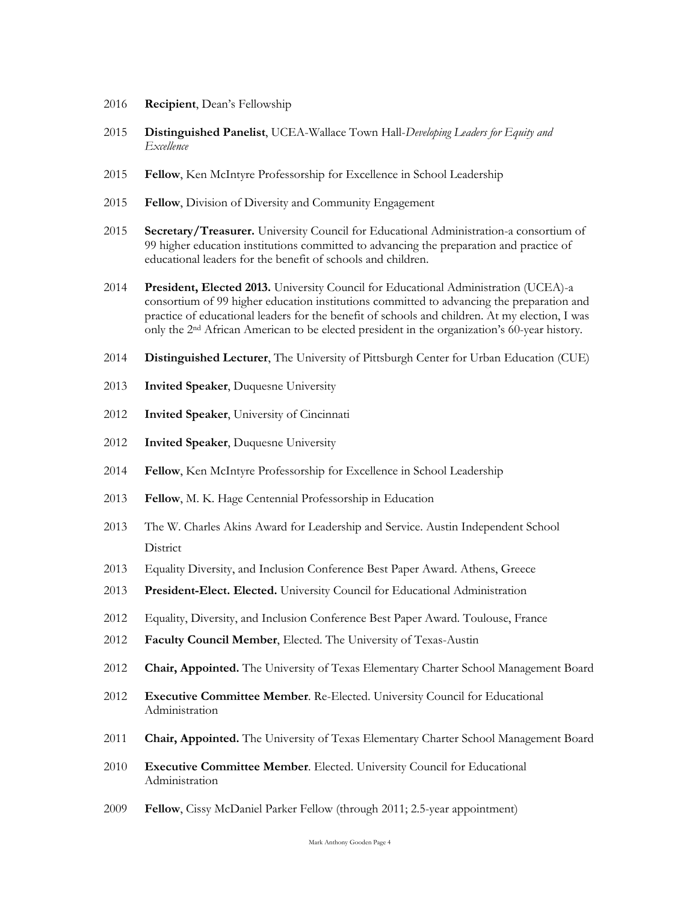2016 **Recipient**, Dean's Fellowship

2015 **Distinguished Panelist**, UCEA-Wallace Town Hall-*Developing Leaders for Equity and Excellence*

2015 **Fellow**, Ken McIntyre Professorship for Excellence in School Leadership

2015 **Fellow**, Division of Diversity and Community Engagement

2015 **Secretary/Treasurer.** University Council for Educational Administration-a consortium of 99 higher education institutions committed to advancing the preparation and practice of educational leaders for the benefit of schools and children.

2014 **President, Elected 2013.** University Council for Educational Administration (UCEA)-a consortium of 99 higher education institutions committed to advancing the preparation and practice of educational leaders for the benefit of schools and children. At my election, I was only the 2nd African American to be elected president in the organization's 60-year history.

2014 **Distinguished Lecturer**, The University of Pittsburgh Center for Urban Education (CUE)

2013 **Invited Speaker**, Duquesne University

2012 **Invited Speaker**, University of Cincinnati

2012 **Invited Speaker**, Duquesne University

2014 **Fellow**, Ken McIntyre Professorship for Excellence in School Leadership

2013 **Fellow**, M. K. Hage Centennial Professorship in Education

2013 The W. Charles Akins Award for Leadership and Service. Austin Independent School District

2013 Equality Diversity, and Inclusion Conference Best Paper Award. Athens, Greece

2013 **President-Elect. Elected.** University Council for Educational Administration

2012 Equality, Diversity, and Inclusion Conference Best Paper Award. Toulouse, France

2012 **Faculty Council Member**, Elected. The University of Texas-Austin

2012 **Chair, Appointed.** The University of Texas Elementary Charter School Management Board

2012 **Executive Committee Member**. Re-Elected. University Council for Educational Administration

2011 **Chair, Appointed.** The University of Texas Elementary Charter School Management Board

2010 **Executive Committee Member**. Elected. University Council for Educational Administration

2009 **Fellow**, Cissy McDaniel Parker Fellow (through 2011; 2.5-year appointment)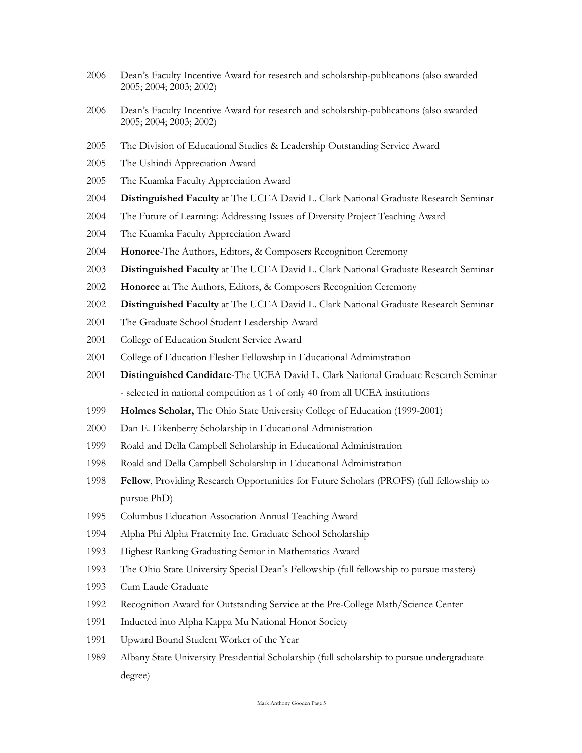2006 Dean's Faculty Incentive Award for research and scholarship-publications (also awarded 2005; 2004; 2003; 2002)

2006 Dean's Faculty Incentive Award for research and scholarship-publications (also awarded 2005; 2004; 2003; 2002)

2005 The Division of Educational Studies & Leadership Outstanding Service Award

2005 The Ushindi Appreciation Award

2005 The Kuamka Faculty Appreciation Award

2004 **Distinguished Faculty** at The UCEA David L. Clark National Graduate Research Seminar

2004 The Future of Learning: Addressing Issues of Diversity Project Teaching Award

2004 The Kuamka Faculty Appreciation Award

2004 **Honoree**-The Authors, Editors, & Composers Recognition Ceremony

2003 **Distinguished Faculty** at The UCEA David L. Clark National Graduate Research Seminar

2002 **Honoree** at The Authors, Editors, & Composers Recognition Ceremony

2002 **Distinguished Faculty** at The UCEA David L. Clark National Graduate Research Seminar

2001 The Graduate School Student Leadership Award

2001 College of Education Student Service Award

2001 College of Education Flesher Fellowship in Educational Administration

2001 **Distinguished Candidate**-The UCEA David L. Clark National Graduate Research Seminar - selected in national competition as 1 of only 40 from all UCEA institutions

1999 **Holmes Scholar,** The Ohio State University College of Education (1999-2001)

2000 Dan E. Eikenberry Scholarship in Educational Administration

1999 Roald and Della Campbell Scholarship in Educational Administration

1998 Roald and Della Campbell Scholarship in Educational Administration

1998 **Fellow**, Providing Research Opportunities for Future Scholars (PROFS) (full fellowship to pursue PhD)

1995 Columbus Education Association Annual Teaching Award

1994 Alpha Phi Alpha Fraternity Inc. Graduate School Scholarship

1993 Highest Ranking Graduating Senior in Mathematics Award

1993 The Ohio State University Special Dean's Fellowship (full fellowship to pursue masters)

1993 Cum Laude Graduate

1992 Recognition Award for Outstanding Service at the Pre-College Math/Science Center

1991 Inducted into Alpha Kappa Mu National Honor Society

1991 Upward Bound Student Worker of the Year

1989 Albany State University Presidential Scholarship (full scholarship to pursue undergraduate degree)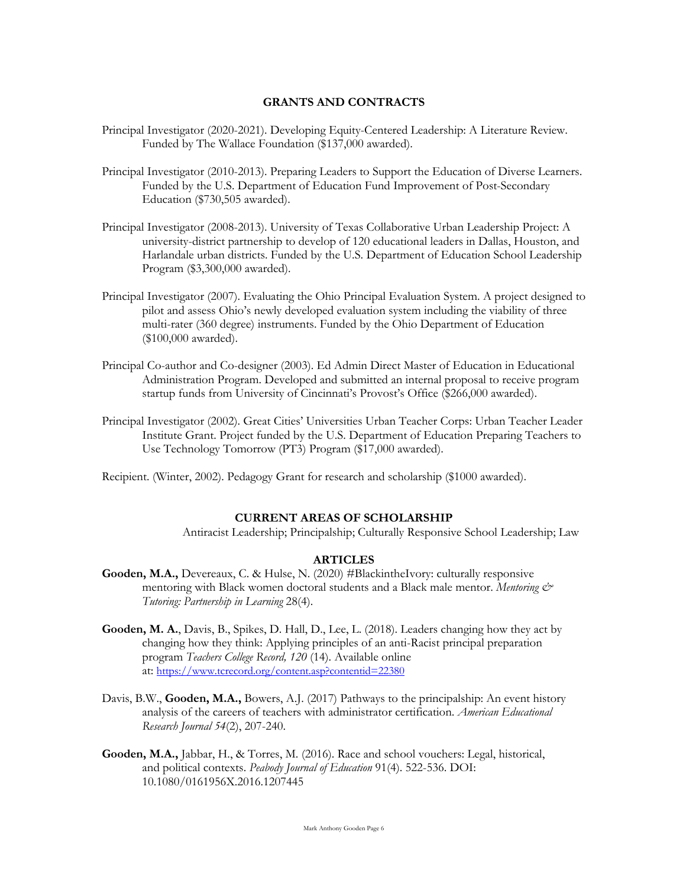## GRANTS AND CONTRACTS

Principal Investigator (2020-2021). Developing Equity-Centered Leadership: A Literature Review. Funded by The Wallace Foundation ($137,000 awarded).

Principal Investigator (2010-2013). Preparing Leaders to Support the Education of Diverse Learners. Funded by the U.S. Department of Education Fund Improvement of Post-Secondary Education ($730,505 awarded).

Principal Investigator (2008-2013). University of Texas Collaborative Urban Leadership Project: A university-district partnership to develop of 120 educational leaders in Dallas, Houston, and Harlandale urban districts. Funded by the U.S. Department of Education School Leadership Program ($3,300,000 awarded).

Principal Investigator (2007). Evaluating the Ohio Principal Evaluation System. A project designed to pilot and assess Ohio's newly developed evaluation system including the viability of three multi-rater (360 degree) instruments. Funded by the Ohio Department of Education ($100,000 awarded).

Principal Co-author and Co-designer (2003). Ed Admin Direct Master of Education in Educational Administration Program. Developed and submitted an internal proposal to receive program startup funds from University of Cincinnati's Provost's Office ($266,000 awarded).

Principal Investigator (2002). Great Cities' Universities Urban Teacher Corps: Urban Teacher Leader Institute Grant. Project funded by the U.S. Department of Education Preparing Teachers to Use Technology Tomorrow (PT3) Program ($17,000 awarded).

Recipient. (Winter, 2002). Pedagogy Grant for research and scholarship ($1000 awarded).

## CURRENT AREAS OF SCHOLARSHIP

Antiracist Leadership; Principalship; Culturally Responsive School Leadership; Law

## ARTICLES

**Gooden, M.A.,** Devereaux, C. & Hulse, N. (2020) #BlackintheIvory: culturally responsive mentoring with Black women doctoral students and a Black male mentor. *Mentoring & Tutoring: Partnership in Learning* 28(4).

**Gooden, M. A.**, Davis, B., Spikes, D. Hall, D., Lee, L. (2018). Leaders changing how they act by changing how they think: Applying principles of an anti-Racist principal preparation program *Teachers College Record, 120* (14). Available online at: https://www.tcrecord.org/content.asp?contentid=22380

Davis, B.W., **Gooden, M.A.,** Bowers, A.J. (2017) Pathways to the principalship: An event history analysis of the careers of teachers with administrator certification. *American Educational Research Journal 54*(2), 207-240.

**Gooden, M.A.,** Jabbar, H., & Torres, M. (2016). Race and school vouchers: Legal, historical, and political contexts. *Peabody Journal of Education* 91(4). 522-536. DOI: 10.1080/0161956X.2016.1207445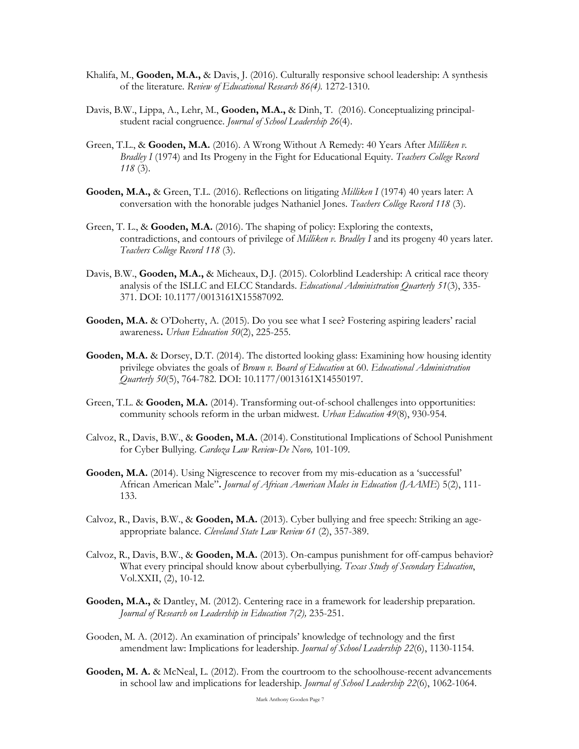Khalifa, M., **Gooden, M.A.,** & Davis, J. (2016). Culturally responsive school leadership: A synthesis of the literature. *Review of Educational Research 86(4)*. 1272-1310.

Davis, B.W., Lippa, A., Lehr, M., **Gooden, M.A.,** & Dinh, T. (2016). Conceptualizing principal-student racial congruence. *Journal of School Leadership 26*(4).

Green, T.L., & **Gooden, M.A.** (2016). A Wrong Without A Remedy: 40 Years After *Milliken v. Bradley I* (1974) and Its Progeny in the Fight for Educational Equity. *Teachers College Record 118* (3).

**Gooden, M.A.,** & Green, T.L. (2016). Reflections on litigating *Milliken I* (1974) 40 years later: A conversation with the honorable judges Nathaniel Jones. *Teachers College Record 118* (3).

Green, T. L., & **Gooden, M.A.** (2016). The shaping of policy: Exploring the contexts, contradictions, and contours of privilege of *Milliken v. Bradley I* and its progeny 40 years later. *Teachers College Record 118* (3).

Davis, B.W., **Gooden, M.A.,** & Micheaux, D.J. (2015). Colorblind Leadership: A critical race theory analysis of the ISLLC and ELCC Standards. *Educational Administration Quarterly 51*(3), 335-371. DOI: 10.1177/0013161X15587092.

**Gooden, M.A.** & O'Doherty, A. (2015). Do you see what I see? Fostering aspiring leaders' racial awareness**.** *Urban Education 50*(2), 225-255.

**Gooden, M.A.** & Dorsey, D.T. (2014). The distorted looking glass: Examining how housing identity privilege obviates the goals of *Brown v. Board of Education* at 60. *Educational Administration Quarterly 50*(5), 764-782. DOI: 10.1177/0013161X14550197.

Green, T.L. & **Gooden, M.A.** (2014). Transforming out-of-school challenges into opportunities: community schools reform in the urban midwest. *Urban Education 49*(8), 930-954.

Calvoz, R., Davis, B.W., & **Gooden, M.A.** (2014). Constitutional Implications of School Punishment for Cyber Bullying. *Cardoza Law Review-De Novo,* 101-109.

**Gooden, M.A.** (2014). Using Nigrescence to recover from my mis-education as a 'successful' African American Male"**.** *Journal of African American Males in Education (JAAME*) 5(2), 111-133.

Calvoz, R., Davis, B.W., & **Gooden, M.A.** (2013). Cyber bullying and free speech: Striking an age-appropriate balance. *Cleveland State Law Review 61* (2), 357-389.

Calvoz, R., Davis, B.W., & **Gooden, M.A.** (2013). On-campus punishment for off-campus behavior? What every principal should know about cyberbullying. *Texas Study of Secondary Education*, Vol.XXII, (2), 10-12.

**Gooden, M.A.,** & Dantley, M. (2012). Centering race in a framework for leadership preparation. *Journal of Research on Leadership in Education 7(2),* 235-251.

Gooden, M. A. (2012). An examination of principals' knowledge of technology and the first amendment law: Implications for leadership. *Journal of School Leadership 22*(6), 1130-1154.

**Gooden, M. A.** & McNeal, L. (2012). From the courtroom to the schoolhouse-recent advancements in school law and implications for leadership. *Journal of School Leadership 22*(6), 1062-1064.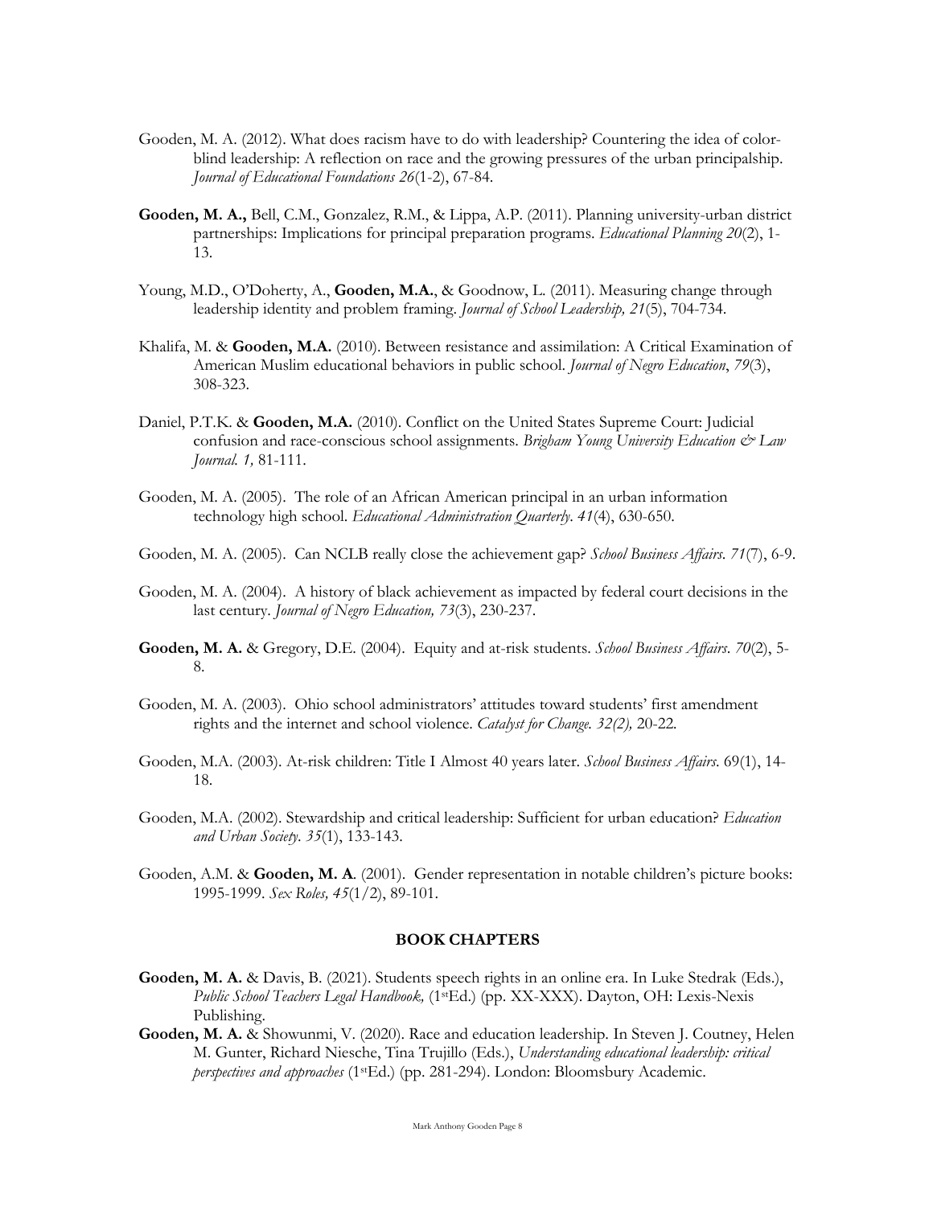Gooden, M. A. (2012). What does racism have to do with leadership? Countering the idea of color-blind leadership: A reflection on race and the growing pressures of the urban principalship. *Journal of Educational Foundations 26*(1-2), 67-84.

**Gooden, M. A.,** Bell, C.M., Gonzalez, R.M., & Lippa, A.P. (2011). Planning university-urban district partnerships: Implications for principal preparation programs. *Educational Planning 20*(2), 1-13.

Young, M.D., O'Doherty, A., **Gooden, M.A.**, & Goodnow, L. (2011). Measuring change through leadership identity and problem framing. *Journal of School Leadership, 21*(5), 704-734.

Khalifa, M. & **Gooden, M.A.** (2010). Between resistance and assimilation: A Critical Examination of American Muslim educational behaviors in public school. *Journal of Negro Education*, *79*(3), 308-323.

Daniel, P.T.K. & **Gooden, M.A.** (2010). Conflict on the United States Supreme Court: Judicial confusion and race-conscious school assignments. *Brigham Young University Education & Law Journal. 1,* 81-111.

Gooden, M. A. (2005). The role of an African American principal in an urban information technology high school. *Educational Administration Quarterly*. *41*(4), 630-650.

Gooden, M. A. (2005). Can NCLB really close the achievement gap? *School Business Affairs. 71*(7), 6-9.

Gooden, M. A. (2004). A history of black achievement as impacted by federal court decisions in the last century. *Journal of Negro Education, 73*(3), 230-237.

**Gooden, M. A.** & Gregory, D.E. (2004). Equity and at-risk students. *School Business Affairs*. *70*(2), 5-8.

Gooden, M. A. (2003). Ohio school administrators' attitudes toward students' first amendment rights and the internet and school violence. *Catalyst for Change. 32(2),* 20-22.

Gooden, M.A. (2003). At-risk children: Title I Almost 40 years later. *School Business Affairs*. 69(1), 14-18.

Gooden, M.A. (2002). Stewardship and critical leadership: Sufficient for urban education? *Education and Urban Society*. *35*(1), 133-143.

Gooden, A.M. & **Gooden, M. A**. (2001). Gender representation in notable children's picture books: 1995-1999. *Sex Roles, 45*(1/2), 89-101.

## BOOK CHAPTERS

**Gooden, M. A.** & Davis, B. (2021). Students speech rights in an online era. In Luke Stedrak (Eds.), *Public School Teachers Legal Handbook,* (1st Ed.) (pp. XX-XXX). Dayton, OH: Lexis-Nexis Publishing.

**Gooden, M. A.** & Showunmi, V. (2020). Race and education leadership. In Steven J. Coutney, Helen M. Gunter, Richard Niesche, Tina Trujillo (Eds.), *Understanding educational leadership: critical perspectives and approaches* (1st Ed.) (pp. 281-294). London: Bloomsbury Academic.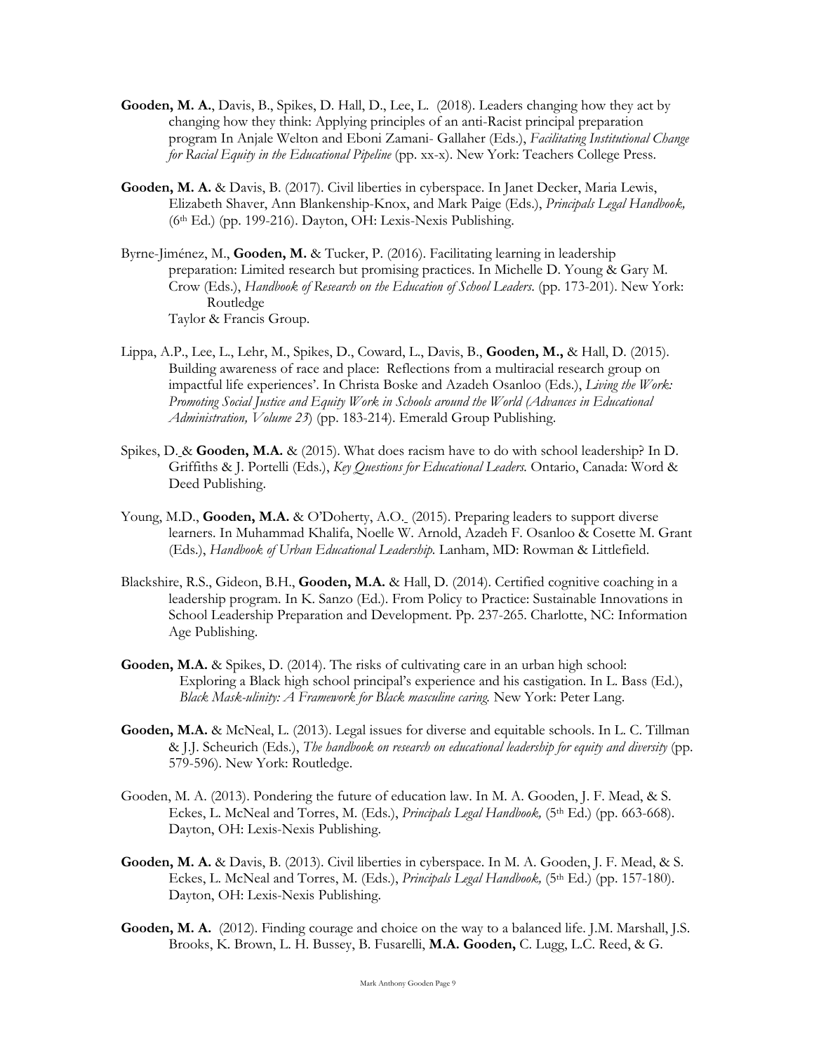**Gooden, M. A.**, Davis, B., Spikes, D. Hall, D., Lee, L. (2018). Leaders changing how they act by changing how they think: Applying principles of an anti-Racist principal preparation program In Anjale Welton and Eboni Zamani- Gallaher (Eds.), *Facilitating Institutional Change for Racial Equity in the Educational Pipeline* (pp. xx-x). New York: Teachers College Press.

**Gooden, M. A.** & Davis, B. (2017). Civil liberties in cyberspace. In Janet Decker, Maria Lewis, Elizabeth Shaver, Ann Blankenship-Knox, and Mark Paige (Eds.), *Principals Legal Handbook,* (6th Ed.) (pp. 199-216). Dayton, OH: Lexis-Nexis Publishing.

Byrne-Jiménez, M., **Gooden, M.** & Tucker, P. (2016). Facilitating learning in leadership preparation: Limited research but promising practices. In Michelle D. Young & Gary M. Crow (Eds.), *Handbook of Research on the Education of School Leaders*. (pp. 173-201). New York: Routledge
Taylor & Francis Group.

Lippa, A.P., Lee, L., Lehr, M., Spikes, D., Coward, L., Davis, B., **Gooden, M.,** & Hall, D. (2015). Building awareness of race and place: Reflections from a multiracial research group on impactful life experiences'. In Christa Boske and Azadeh Osanloo (Eds.), *Living the Work: Promoting Social Justice and Equity Work in Schools around the World (Advances in Educational Administration, Volume 23*) (pp. 183-214). Emerald Group Publishing.

Spikes, D. & **Gooden, M.A.** & (2015). What does racism have to do with school leadership? In D. Griffiths & J. Portelli (Eds.), *Key Questions for Educational Leaders.* Ontario, Canada: Word & Deed Publishing.

Young, M.D., **Gooden, M.A.** & O'Doherty, A.O. (2015). Preparing leaders to support diverse learners. In Muhammad Khalifa, Noelle W. Arnold, Azadeh F. Osanloo & Cosette M. Grant (Eds.), *Handbook of Urban Educational Leadership.* Lanham, MD: Rowman & Littlefield.

Blackshire, R.S., Gideon, B.H., **Gooden, M.A.** & Hall, D. (2014). Certified cognitive coaching in a leadership program. In K. Sanzo (Ed.). From Policy to Practice: Sustainable Innovations in School Leadership Preparation and Development. Pp. 237-265. Charlotte, NC: Information Age Publishing.

**Gooden, M.A.** & Spikes, D. (2014). The risks of cultivating care in an urban high school: Exploring a Black high school principal's experience and his castigation. In L. Bass (Ed.), *Black Mask-ulinity: A Framework for Black masculine caring.* New York: Peter Lang.

**Gooden, M.A.** & McNeal, L. (2013). Legal issues for diverse and equitable schools. In L. C. Tillman & J.J. Scheurich (Eds.), *The handbook on research on educational leadership for equity and diversity* (pp. 579-596). New York: Routledge.

Gooden, M. A. (2013). Pondering the future of education law. In M. A. Gooden, J. F. Mead, & S. Eckes, L. McNeal and Torres, M. (Eds.), *Principals Legal Handbook,* (5th Ed.) (pp. 663-668). Dayton, OH: Lexis-Nexis Publishing.

**Gooden, M. A.** & Davis, B. (2013). Civil liberties in cyberspace. In M. A. Gooden, J. F. Mead, & S. Eckes, L. McNeal and Torres, M. (Eds.), *Principals Legal Handbook,* (5th Ed.) (pp. 157-180). Dayton, OH: Lexis-Nexis Publishing.

**Gooden, M. A.** (2012). Finding courage and choice on the way to a balanced life. J.M. Marshall, J.S. Brooks, K. Brown, L. H. Bussey, B. Fusarelli, **M.A. Gooden,** C. Lugg, L.C. Reed, & G.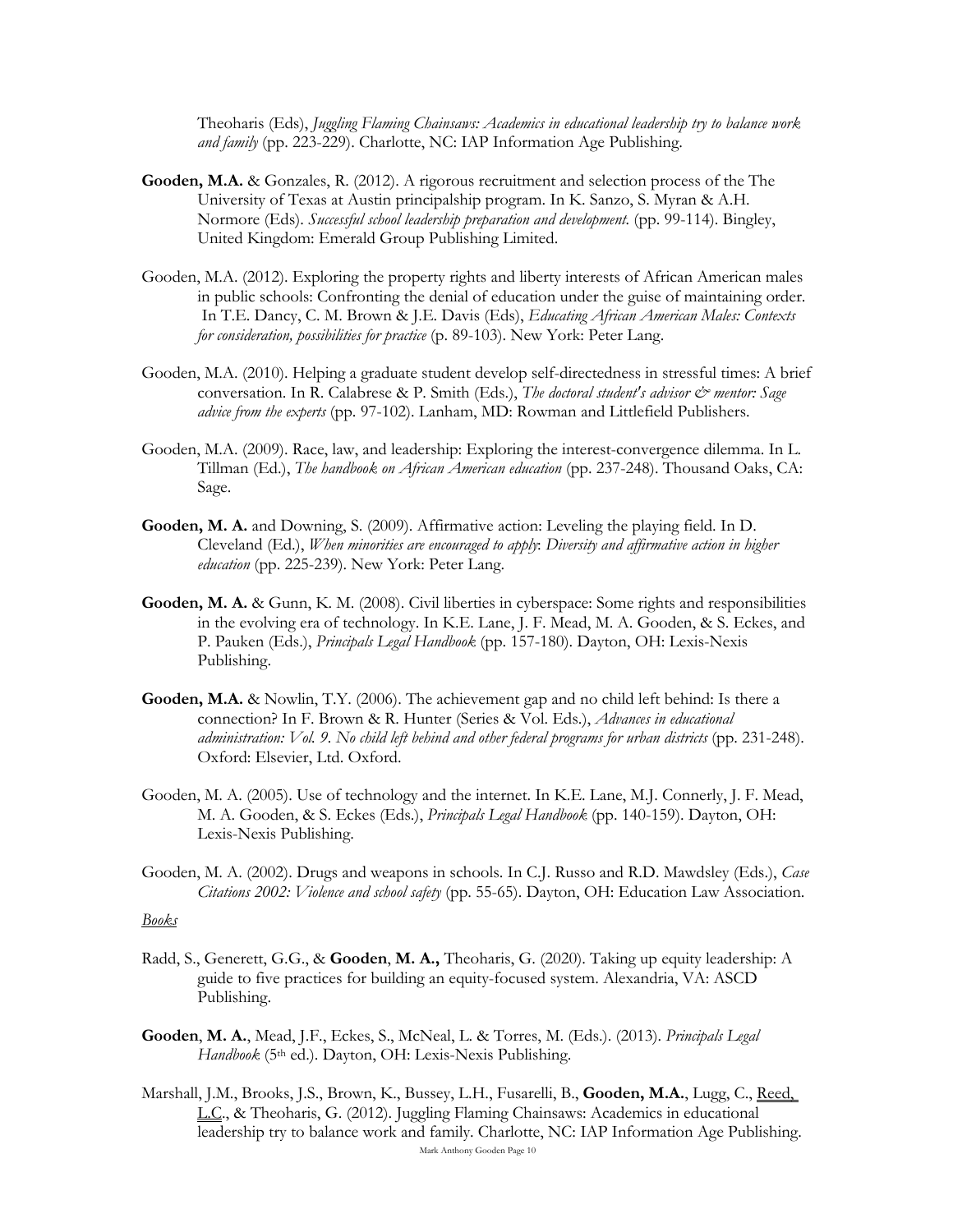Theoharis (Eds), *Juggling Flaming Chainsaws: Academics in educational leadership try to balance work and family* (pp. 223-229). Charlotte, NC: IAP Information Age Publishing.

**Gooden, M.A.** & Gonzales, R. (2012). A rigorous recruitment and selection process of the The University of Texas at Austin principalship program. In K. Sanzo, S. Myran & A.H. Normore (Eds). *Successful school leadership preparation and development.* (pp. 99-114). Bingley, United Kingdom: Emerald Group Publishing Limited.

Gooden, M.A. (2012). Exploring the property rights and liberty interests of African American males in public schools: Confronting the denial of education under the guise of maintaining order. In T.E. Dancy, C. M. Brown & J.E. Davis (Eds), *Educating African American Males: Contexts for consideration, possibilities for practice* (p. 89-103). New York: Peter Lang.

Gooden, M.A. (2010). Helping a graduate student develop self-directedness in stressful times: A brief conversation. In R. Calabrese & P. Smith (Eds.), *The doctoral student's advisor & mentor: Sage advice from the experts* (pp. 97-102). Lanham, MD: Rowman and Littlefield Publishers.

Gooden, M.A. (2009). Race, law, and leadership: Exploring the interest-convergence dilemma. In L. Tillman (Ed.), *The handbook on African American education* (pp. 237-248). Thousand Oaks, CA: Sage.

**Gooden, M. A.** and Downing, S. (2009). Affirmative action: Leveling the playing field. In D. Cleveland (Ed.), *When minorities are encouraged to apply*: *Diversity and affirmative action in higher education* (pp. 225-239). New York: Peter Lang.

**Gooden, M. A.** & Gunn, K. M. (2008). Civil liberties in cyberspace: Some rights and responsibilities in the evolving era of technology. In K.E. Lane, J. F. Mead, M. A. Gooden, & S. Eckes, and P. Pauken (Eds.), *Principals Legal Handbook* (pp. 157-180). Dayton, OH: Lexis-Nexis Publishing.

**Gooden, M.A.** & Nowlin, T.Y. (2006). The achievement gap and no child left behind: Is there a connection? In F. Brown & R. Hunter (Series & Vol. Eds.), *Advances in educational administration: Vol. 9. No child left behind and other federal programs for urban districts* (pp. 231-248). Oxford: Elsevier, Ltd. Oxford.

Gooden, M. A. (2005). Use of technology and the internet. In K.E. Lane, M.J. Connerly, J. F. Mead, M. A. Gooden, & S. Eckes (Eds.), *Principals Legal Handbook* (pp. 140-159). Dayton, OH: Lexis-Nexis Publishing.

Gooden, M. A. (2002). Drugs and weapons in schools. In C.J. Russo and R.D. Mawdsley (Eds.), *Case Citations 2002: Violence and school safety* (pp. 55-65). Dayton, OH: Education Law Association.

*Books*

Radd, S., Generett, G.G., & **Gooden**, **M. A.,** Theoharis, G. (2020). Taking up equity leadership: A guide to five practices for building an equity-focused system. Alexandria, VA: ASCD Publishing.

**Gooden**, **M. A.**, Mead, J.F., Eckes, S., McNeal, L. & Torres, M. (Eds.). (2013). *Principals Legal Handbook* (5th ed.). Dayton, OH: Lexis-Nexis Publishing.

Marshall, J.M., Brooks, J.S., Brown, K., Bussey, L.H., Fusarelli, B., **Gooden, M.A.**, Lugg, C., Reed, L.C., & Theoharis, G. (2012). Juggling Flaming Chainsaws: Academics in educational leadership try to balance work and family. Charlotte, NC: IAP Information Age Publishing.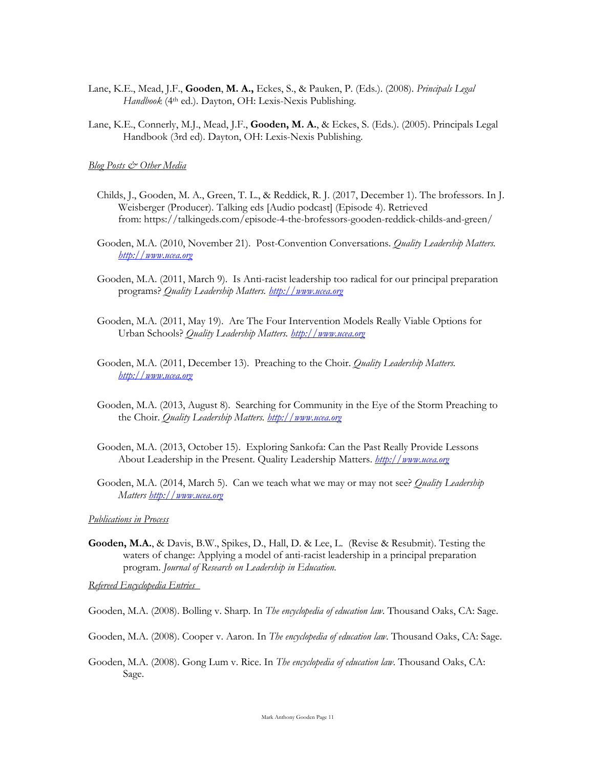Lane, K.E., Mead, J.F., **Gooden**, **M. A.,** Eckes, S., & Pauken, P. (Eds.). (2008). *Principals Legal Handbook* (4th ed.). Dayton, OH: Lexis-Nexis Publishing.

Lane, K.E., Connerly, M.J., Mead, J.F., **Gooden, M. A.**, & Eckes, S. (Eds.). (2005). Principals Legal Handbook (3rd ed). Dayton, OH: Lexis-Nexis Publishing.

*Blog Posts & Other Media*

Childs, J., Gooden, M. A., Green, T. L., & Reddick, R. J. (2017, December 1). The brofessors. In J. Weisberger (Producer). Talking eds [Audio podcast] (Episode 4). Retrieved from: https://talkingeds.com/episode-4-the-brofessors-gooden-reddick-childs-and-green/

Gooden, M.A. (2010, November 21). Post-Convention Conversations. *Quality Leadership Matters.* http://www.ucea.org

Gooden, M.A. (2011, March 9). Is Anti-racist leadership too radical for our principal preparation programs? *Quality Leadership Matters.* http://www.ucea.org

Gooden, M.A. (2011, May 19). Are The Four Intervention Models Really Viable Options for Urban Schools? *Quality Leadership Matters.* http://www.ucea.org

Gooden, M.A. (2011, December 13). Preaching to the Choir. *Quality Leadership Matters.* http://www.ucea.org

Gooden, M.A. (2013, August 8). Searching for Community in the Eye of the Storm Preaching to the Choir. *Quality Leadership Matters.* http://www.ucea.org

Gooden, M.A. (2013, October 15). Exploring Sankofa: Can the Past Really Provide Lessons About Leadership in the Present. Quality Leadership Matters. http://www.ucea.org

Gooden, M.A. (2014, March 5). Can we teach what we may or may not see? *Quality Leadership Matters* http://www.ucea.org

*Publications in Process*

**Gooden, M.A.**, & Davis, B.W., Spikes, D., Hall, D. & Lee, L. (Revise & Resubmit). Testing the waters of change: Applying a model of anti-racist leadership in a principal preparation program. *Journal of Research on Leadership in Education.*

*Refereed Encyclopedia Entries*

Gooden, M.A. (2008). Bolling v. Sharp. In *The encyclopedia of education law*. Thousand Oaks, CA: Sage.

Gooden, M.A. (2008). Cooper v. Aaron. In *The encyclopedia of education law*. Thousand Oaks, CA: Sage.

Gooden, M.A. (2008). Gong Lum v. Rice. In *The encyclopedia of education law*. Thousand Oaks, CA: Sage.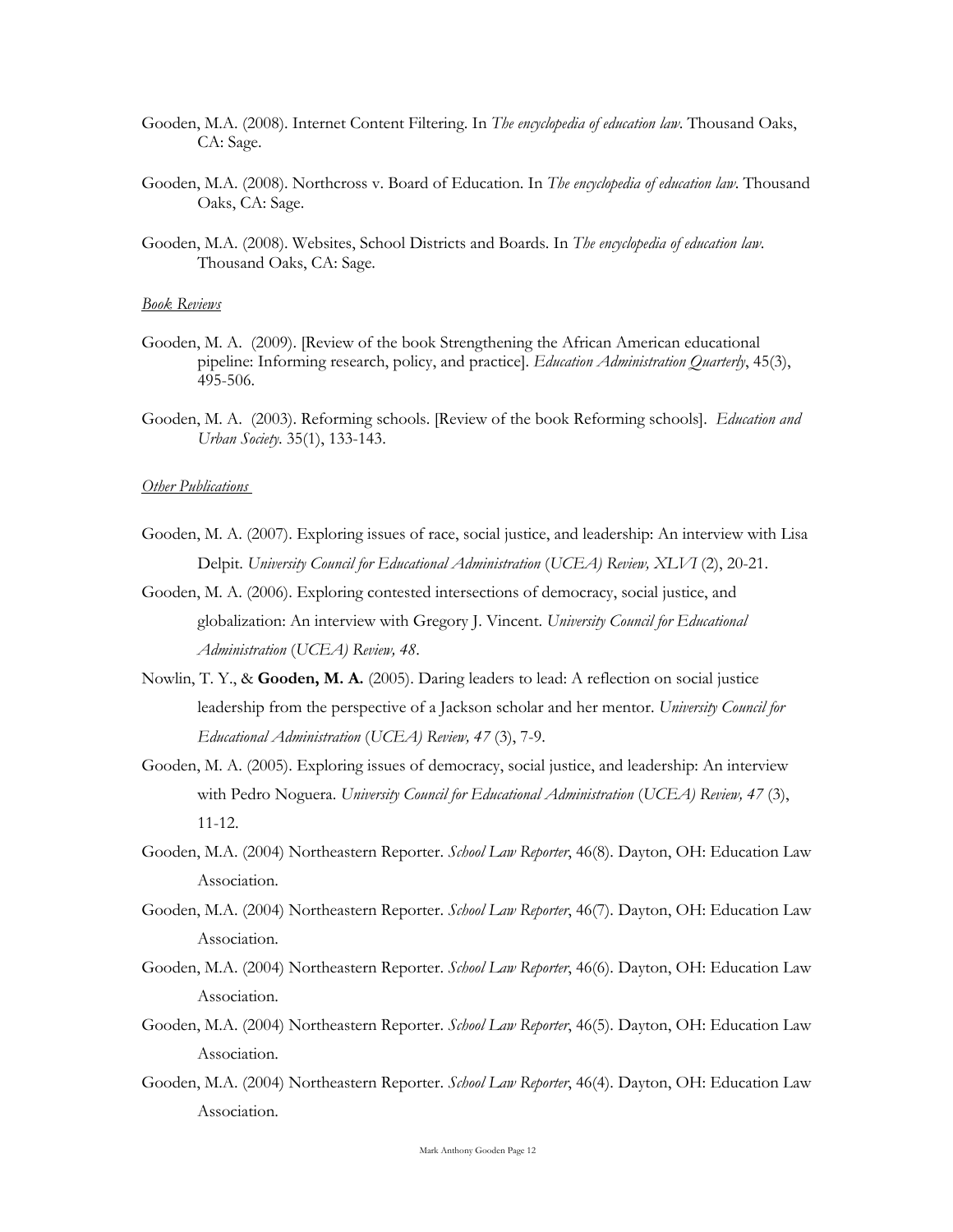Gooden, M.A. (2008). Internet Content Filtering. In *The encyclopedia of education law*. Thousand Oaks, CA: Sage.

Gooden, M.A. (2008). Northcross v. Board of Education. In *The encyclopedia of education law*. Thousand Oaks, CA: Sage.

Gooden, M.A. (2008). Websites, School Districts and Boards. In *The encyclopedia of education law*. Thousand Oaks, CA: Sage.

*Book Reviews*

Gooden, M. A. (2009). [Review of the book Strengthening the African American educational pipeline: Informing research, policy, and practice]. *Education Administration Quarterly*, 45(3), 495-506.

Gooden, M. A. (2003). Reforming schools. [Review of the book Reforming schools]. *Education and Urban Society*. 35(1), 133-143.

*Other Publications*

Gooden, M. A. (2007). Exploring issues of race, social justice, and leadership: An interview with Lisa Delpit. *University Council for Educational Administration* (*UCEA) Review, XLVI* (2), 20-21.

Gooden, M. A. (2006). Exploring contested intersections of democracy, social justice, and globalization: An interview with Gregory J. Vincent. *University Council for Educational Administration* (*UCEA) Review, 48*.

Nowlin, T. Y., & **Gooden, M. A.** (2005). Daring leaders to lead: A reflection on social justice leadership from the perspective of a Jackson scholar and her mentor. *University Council for Educational Administration* (*UCEA) Review, 47* (3), 7-9.

Gooden, M. A. (2005). Exploring issues of democracy, social justice, and leadership: An interview with Pedro Noguera. *University Council for Educational Administration* (*UCEA) Review, 47* (3), 11-12.

Gooden, M.A. (2004) Northeastern Reporter. *School Law Reporter*, 46(8). Dayton, OH: Education Law Association.

Gooden, M.A. (2004) Northeastern Reporter. *School Law Reporter*, 46(7). Dayton, OH: Education Law Association.

Gooden, M.A. (2004) Northeastern Reporter. *School Law Reporter*, 46(6). Dayton, OH: Education Law Association.

Gooden, M.A. (2004) Northeastern Reporter. *School Law Reporter*, 46(5). Dayton, OH: Education Law Association.

Gooden, M.A. (2004) Northeastern Reporter. *School Law Reporter*, 46(4). Dayton, OH: Education Law Association.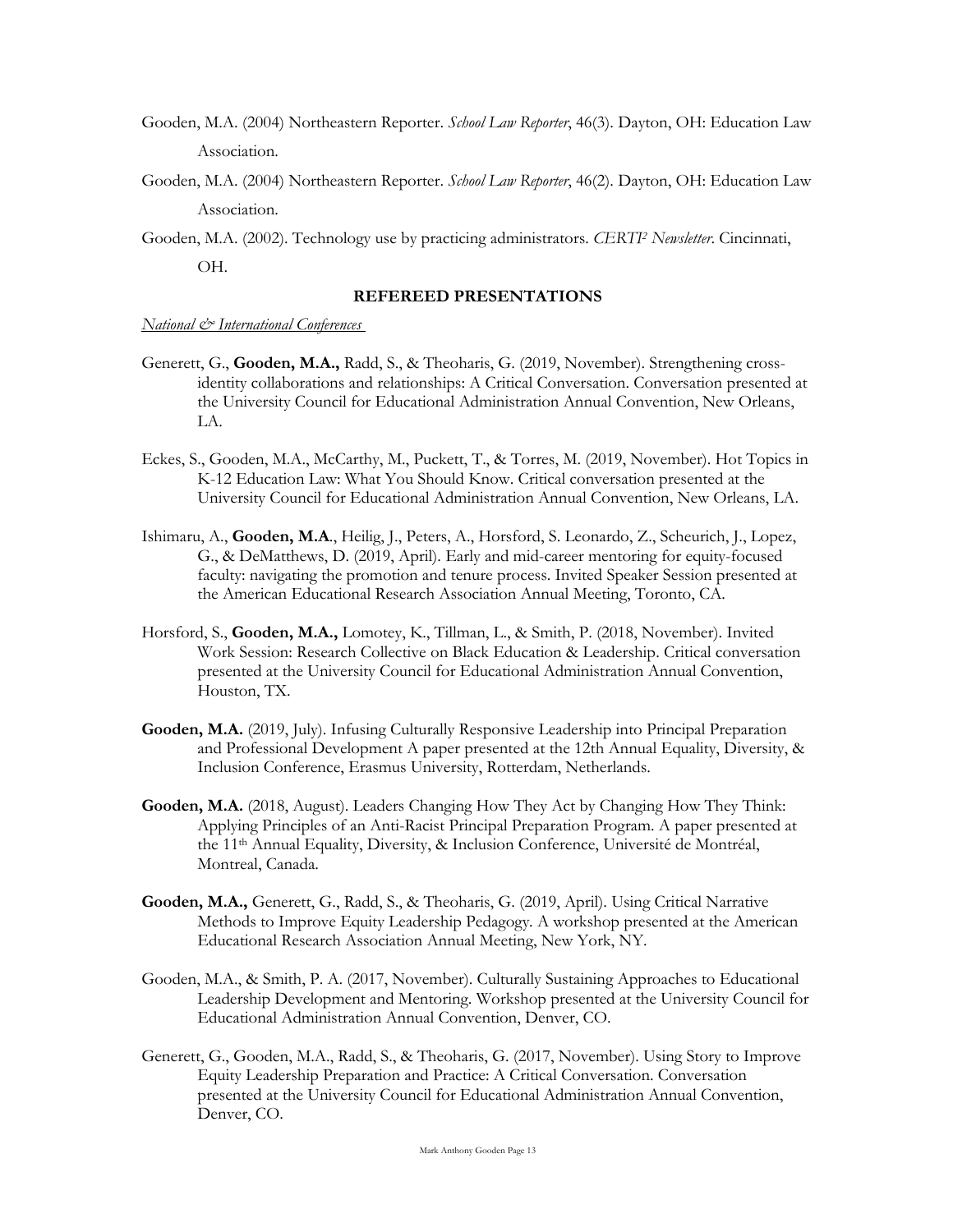Gooden, M.A. (2004) Northeastern Reporter. *School Law Reporter*, 46(3). Dayton, OH: Education Law Association.

Gooden, M.A. (2004) Northeastern Reporter. *School Law Reporter*, 46(2). Dayton, OH: Education Law Association.

Gooden, M.A. (2002). Technology use by practicing administrators. *CERTI$^2$ Newsletter*. Cincinnati, OH.

## REFEREED PRESENTATIONS

*National & International Conferences*

Generett, G., **Gooden, M.A.,** Radd, S., & Theoharis, G. (2019, November). Strengthening cross-identity collaborations and relationships: A Critical Conversation. Conversation presented at the University Council for Educational Administration Annual Convention, New Orleans, LA.

Eckes, S., Gooden, M.A., McCarthy, M., Puckett, T., & Torres, M. (2019, November). Hot Topics in K-12 Education Law: What You Should Know. Critical conversation presented at the University Council for Educational Administration Annual Convention, New Orleans, LA.

Ishimaru, A., **Gooden, M.A**., Heilig, J., Peters, A., Horsford, S. Leonardo, Z., Scheurich, J., Lopez, G., & DeMatthews, D. (2019, April). Early and mid-career mentoring for equity-focused faculty: navigating the promotion and tenure process. Invited Speaker Session presented at the American Educational Research Association Annual Meeting, Toronto, CA.

Horsford, S., **Gooden, M.A.,** Lomotey, K., Tillman, L., & Smith, P. (2018, November). Invited Work Session: Research Collective on Black Education & Leadership. Critical conversation presented at the University Council for Educational Administration Annual Convention, Houston, TX.

**Gooden, M.A.** (2019, July). Infusing Culturally Responsive Leadership into Principal Preparation and Professional Development A paper presented at the 12th Annual Equality, Diversity, & Inclusion Conference, Erasmus University, Rotterdam, Netherlands.

**Gooden, M.A.** (2018, August). Leaders Changing How They Act by Changing How They Think: Applying Principles of an Anti-Racist Principal Preparation Program. A paper presented at the 11th Annual Equality, Diversity, & Inclusion Conference, Université de Montréal, Montreal, Canada.

**Gooden, M.A.,** Generett, G., Radd, S., & Theoharis, G. (2019, April). Using Critical Narrative Methods to Improve Equity Leadership Pedagogy. A workshop presented at the American Educational Research Association Annual Meeting, New York, NY.

Gooden, M.A., & Smith, P. A. (2017, November). Culturally Sustaining Approaches to Educational Leadership Development and Mentoring. Workshop presented at the University Council for Educational Administration Annual Convention, Denver, CO.

Generett, G., Gooden, M.A., Radd, S., & Theoharis, G. (2017, November). Using Story to Improve Equity Leadership Preparation and Practice: A Critical Conversation. Conversation presented at the University Council for Educational Administration Annual Convention, Denver, CO.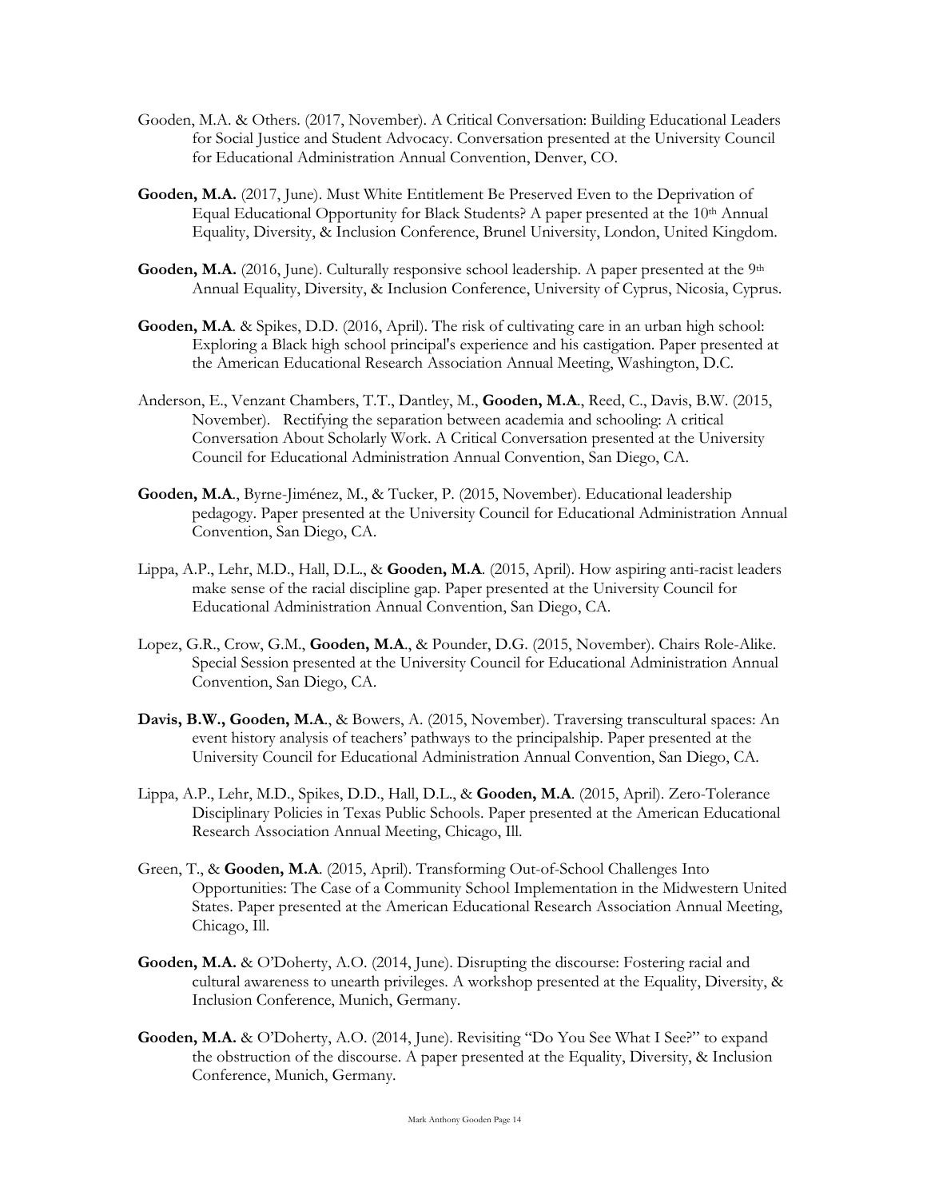Gooden, M.A. & Others. (2017, November). A Critical Conversation: Building Educational Leaders for Social Justice and Student Advocacy. Conversation presented at the University Council for Educational Administration Annual Convention, Denver, CO.

**Gooden, M.A.** (2017, June). Must White Entitlement Be Preserved Even to the Deprivation of Equal Educational Opportunity for Black Students? A paper presented at the 10th Annual Equality, Diversity, & Inclusion Conference, Brunel University, London, United Kingdom.

**Gooden, M.A.** (2016, June). Culturally responsive school leadership. A paper presented at the 9th Annual Equality, Diversity, & Inclusion Conference, University of Cyprus, Nicosia, Cyprus.

**Gooden, M.A**. & Spikes, D.D. (2016, April). The risk of cultivating care in an urban high school: Exploring a Black high school principal's experience and his castigation. Paper presented at the American Educational Research Association Annual Meeting, Washington, D.C.

Anderson, E., Venzant Chambers, T.T., Dantley, M., **Gooden, M.A**., Reed, C., Davis, B.W. (2015, November). Rectifying the separation between academia and schooling: A critical Conversation About Scholarly Work. A Critical Conversation presented at the University Council for Educational Administration Annual Convention, San Diego, CA.

**Gooden, M.A**., Byrne-Jiménez, M., & Tucker, P. (2015, November). Educational leadership pedagogy. Paper presented at the University Council for Educational Administration Annual Convention, San Diego, CA.

Lippa, A.P., Lehr, M.D., Hall, D.L., & **Gooden, M.A**. (2015, April). How aspiring anti-racist leaders make sense of the racial discipline gap. Paper presented at the University Council for Educational Administration Annual Convention, San Diego, CA.

Lopez, G.R., Crow, G.M., **Gooden, M.A**., & Pounder, D.G. (2015, November). Chairs Role-Alike. Special Session presented at the University Council for Educational Administration Annual Convention, San Diego, CA.

**Davis, B.W., Gooden, M.A**., & Bowers, A. (2015, November). Traversing transcultural spaces: An event history analysis of teachers' pathways to the principalship. Paper presented at the University Council for Educational Administration Annual Convention, San Diego, CA.

Lippa, A.P., Lehr, M.D., Spikes, D.D., Hall, D.L., & **Gooden, M.A**. (2015, April). Zero-Tolerance Disciplinary Policies in Texas Public Schools. Paper presented at the American Educational Research Association Annual Meeting, Chicago, Ill.

Green, T., & **Gooden, M.A**. (2015, April). Transforming Out-of-School Challenges Into Opportunities: The Case of a Community School Implementation in the Midwestern United States. Paper presented at the American Educational Research Association Annual Meeting, Chicago, Ill.

**Gooden, M.A.** & O'Doherty, A.O. (2014, June). Disrupting the discourse: Fostering racial and cultural awareness to unearth privileges. A workshop presented at the Equality, Diversity, & Inclusion Conference, Munich, Germany.

**Gooden, M.A.** & O'Doherty, A.O. (2014, June). Revisiting "Do You See What I See?" to expand the obstruction of the discourse. A paper presented at the Equality, Diversity, & Inclusion Conference, Munich, Germany.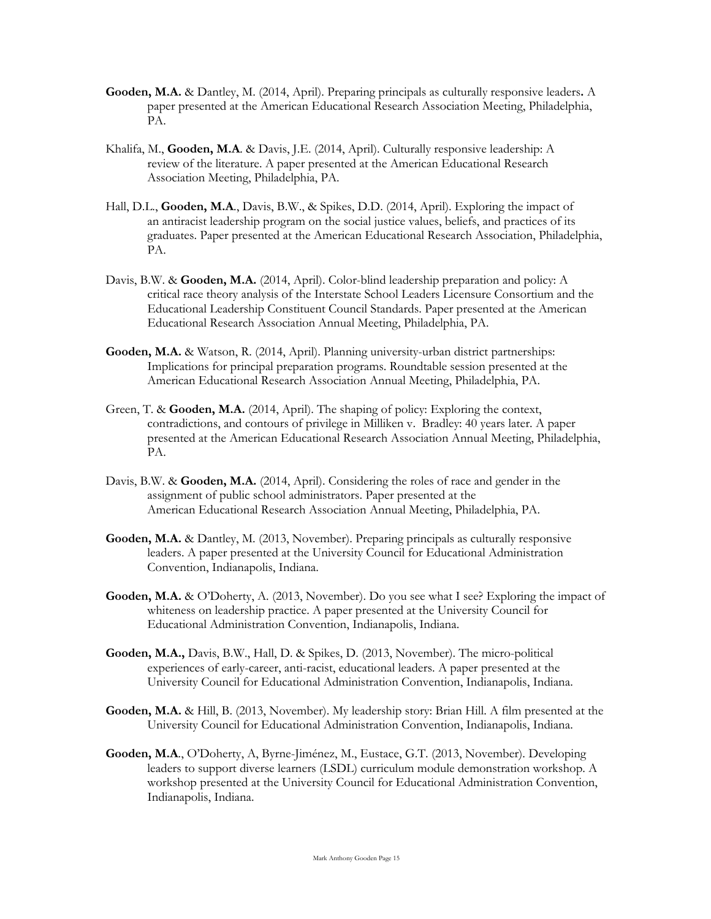**Gooden, M.A.** & Dantley, M. (2014, April). Preparing principals as culturally responsive leaders**.** A paper presented at the American Educational Research Association Meeting, Philadelphia, PA.

Khalifa, M., **Gooden, M.A**. & Davis, J.E. (2014, April). Culturally responsive leadership: A review of the literature. A paper presented at the American Educational Research Association Meeting, Philadelphia, PA.

Hall, D.L., **Gooden, M.A**., Davis, B.W., & Spikes, D.D. (2014, April). Exploring the impact of an antiracist leadership program on the social justice values, beliefs, and practices of its graduates. Paper presented at the American Educational Research Association, Philadelphia, PA.

Davis, B.W. & **Gooden, M.A.** (2014, April). Color-blind leadership preparation and policy: A critical race theory analysis of the Interstate School Leaders Licensure Consortium and the Educational Leadership Constituent Council Standards. Paper presented at the American Educational Research Association Annual Meeting, Philadelphia, PA.

**Gooden, M.A.** & Watson, R. (2014, April). Planning university-urban district partnerships: Implications for principal preparation programs. Roundtable session presented at the American Educational Research Association Annual Meeting, Philadelphia, PA.

Green, T. & **Gooden, M.A.** (2014, April). The shaping of policy: Exploring the context, contradictions, and contours of privilege in Milliken v. Bradley: 40 years later. A paper presented at the American Educational Research Association Annual Meeting, Philadelphia, PA.

Davis, B.W. & **Gooden, M.A.** (2014, April). Considering the roles of race and gender in the assignment of public school administrators. Paper presented at the American Educational Research Association Annual Meeting, Philadelphia, PA.

**Gooden, M.A.** & Dantley, M. (2013, November). Preparing principals as culturally responsive leaders. A paper presented at the University Council for Educational Administration Convention, Indianapolis, Indiana.

**Gooden, M.A.** & O'Doherty, A. (2013, November). Do you see what I see? Exploring the impact of whiteness on leadership practice. A paper presented at the University Council for Educational Administration Convention, Indianapolis, Indiana.

**Gooden, M.A.,** Davis, B.W., Hall, D. & Spikes, D. (2013, November). The micro-political experiences of early-career, anti-racist, educational leaders. A paper presented at the University Council for Educational Administration Convention, Indianapolis, Indiana.

**Gooden, M.A.** & Hill, B. (2013, November). My leadership story: Brian Hill. A film presented at the University Council for Educational Administration Convention, Indianapolis, Indiana.

**Gooden, M.A**., O'Doherty, A, Byrne-Jiménez, M., Eustace, G.T. (2013, November). Developing leaders to support diverse learners (LSDL) curriculum module demonstration workshop. A workshop presented at the University Council for Educational Administration Convention, Indianapolis, Indiana.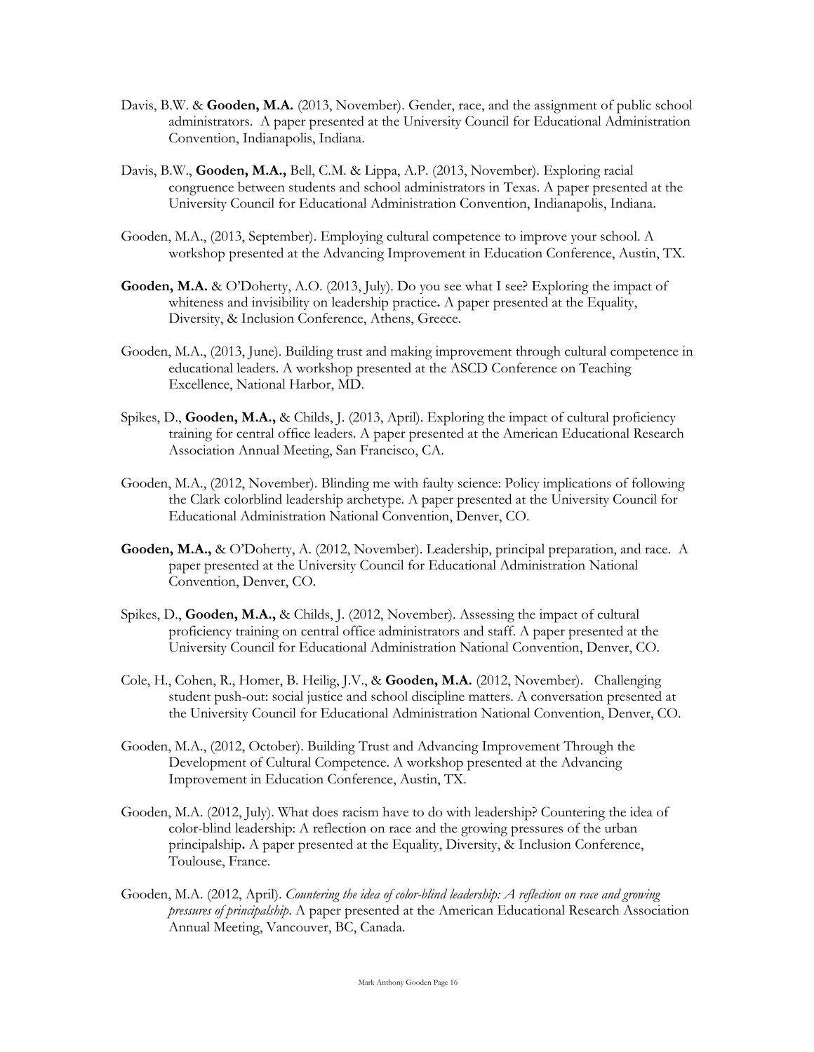Davis, B.W. & **Gooden, M.A.** (2013, November). Gender, race, and the assignment of public school administrators. A paper presented at the University Council for Educational Administration Convention, Indianapolis, Indiana.

Davis, B.W., **Gooden, M.A.,** Bell, C.M. & Lippa, A.P. (2013, November). Exploring racial congruence between students and school administrators in Texas. A paper presented at the University Council for Educational Administration Convention, Indianapolis, Indiana.

Gooden, M.A., (2013, September). Employing cultural competence to improve your school. A workshop presented at the Advancing Improvement in Education Conference, Austin, TX.

**Gooden, M.A.** & O'Doherty, A.O. (2013, July). Do you see what I see? Exploring the impact of whiteness and invisibility on leadership practice**.** A paper presented at the Equality, Diversity, & Inclusion Conference, Athens, Greece.

Gooden, M.A., (2013, June). Building trust and making improvement through cultural competence in educational leaders. A workshop presented at the ASCD Conference on Teaching Excellence, National Harbor, MD.

Spikes, D., **Gooden, M.A.,** & Childs, J. (2013, April). Exploring the impact of cultural proficiency training for central office leaders. A paper presented at the American Educational Research Association Annual Meeting, San Francisco, CA.

Gooden, M.A., (2012, November). Blinding me with faulty science: Policy implications of following the Clark colorblind leadership archetype. A paper presented at the University Council for Educational Administration National Convention, Denver, CO.

**Gooden, M.A.,** & O'Doherty, A. (2012, November). Leadership, principal preparation, and race. A paper presented at the University Council for Educational Administration National Convention, Denver, CO.

Spikes, D., **Gooden, M.A.,** & Childs, J. (2012, November). Assessing the impact of cultural proficiency training on central office administrators and staff. A paper presented at the University Council for Educational Administration National Convention, Denver, CO.

Cole, H., Cohen, R., Homer, B. Heilig, J.V., & **Gooden, M.A.** (2012, November). Challenging student push-out: social justice and school discipline matters. A conversation presented at the University Council for Educational Administration National Convention, Denver, CO.

Gooden, M.A., (2012, October). Building Trust and Advancing Improvement Through the Development of Cultural Competence. A workshop presented at the Advancing Improvement in Education Conference, Austin, TX.

Gooden, M.A. (2012, July). What does racism have to do with leadership? Countering the idea of color-blind leadership: A reflection on race and the growing pressures of the urban principalship**.** A paper presented at the Equality, Diversity, & Inclusion Conference, Toulouse, France.

Gooden, M.A. (2012, April). *Countering the idea of color-blind leadership: A reflection on race and growing pressures of principalship*. A paper presented at the American Educational Research Association Annual Meeting, Vancouver, BC, Canada.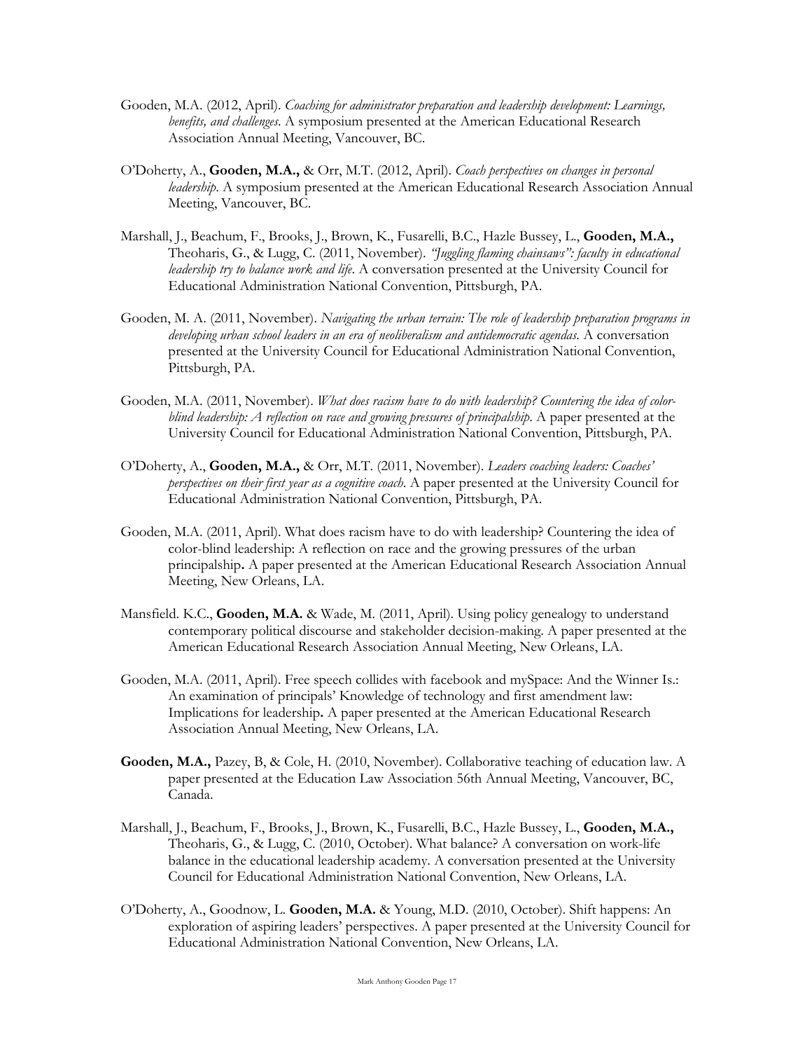Gooden, M.A. (2012, April). *Coaching for administrator preparation and leadership development: Learnings, benefits, and challenges.* A symposium presented at the American Educational Research Association Annual Meeting, Vancouver, BC.

O'Doherty, A., **Gooden, M.A.,** & Orr, M.T. (2012, April). *Coach perspectives on changes in personal leadership.* A symposium presented at the American Educational Research Association Annual Meeting, Vancouver, BC.

Marshall, J., Beachum, F., Brooks, J., Brown, K., Fusarelli, B.C., Hazle Bussey, L., **Gooden, M.A.,** Theoharis, G., & Lugg, C. (2011, November). *"Juggling flaming chainsaws": faculty in educational leadership try to balance work and life.* A conversation presented at the University Council for Educational Administration National Convention, Pittsburgh, PA.

Gooden, M. A. (2011, November). *Navigating the urban terrain: The role of leadership preparation programs in developing urban school leaders in an era of neoliberalism and antidemocratic agendas.* A conversation presented at the University Council for Educational Administration National Convention, Pittsburgh, PA.

Gooden, M.A. (2011, November). *What does racism have to do with leadership? Countering the idea of color-blind leadership: A reflection on race and growing pressures of principalship.* A paper presented at the University Council for Educational Administration National Convention, Pittsburgh, PA.

O'Doherty, A., **Gooden, M.A.,** & Orr, M.T. (2011, November). *Leaders coaching leaders: Coaches' perspectives on their first year as a cognitive coach.* A paper presented at the University Council for Educational Administration National Convention, Pittsburgh, PA.

Gooden, M.A. (2011, April). What does racism have to do with leadership? Countering the idea of color-blind leadership: A reflection on race and the growing pressures of the urban principalship**.** A paper presented at the American Educational Research Association Annual Meeting, New Orleans, LA.

Mansfield. K.C., **Gooden, M.A.** & Wade, M. (2011, April). Using policy genealogy to understand contemporary political discourse and stakeholder decision-making. A paper presented at the American Educational Research Association Annual Meeting, New Orleans, LA.

Gooden, M.A. (2011, April). Free speech collides with facebook and mySpace: And the Winner Is.: An examination of principals' Knowledge of technology and first amendment law: Implications for leadership**.** A paper presented at the American Educational Research Association Annual Meeting, New Orleans, LA.

**Gooden, M.A.,** Pazey, B, & Cole, H. (2010, November). Collaborative teaching of education law. A paper presented at the Education Law Association 56th Annual Meeting, Vancouver, BC, Canada.

Marshall, J., Beachum, F., Brooks, J., Brown, K., Fusarelli, B.C., Hazle Bussey, L., **Gooden, M.A.,** Theoharis, G., & Lugg, C. (2010, October). What balance? A conversation on work-life balance in the educational leadership academy. A conversation presented at the University Council for Educational Administration National Convention, New Orleans, LA.

O'Doherty, A., Goodnow, L. **Gooden, M.A.** & Young, M.D. (2010, October). Shift happens: An exploration of aspiring leaders' perspectives. A paper presented at the University Council for Educational Administration National Convention, New Orleans, LA.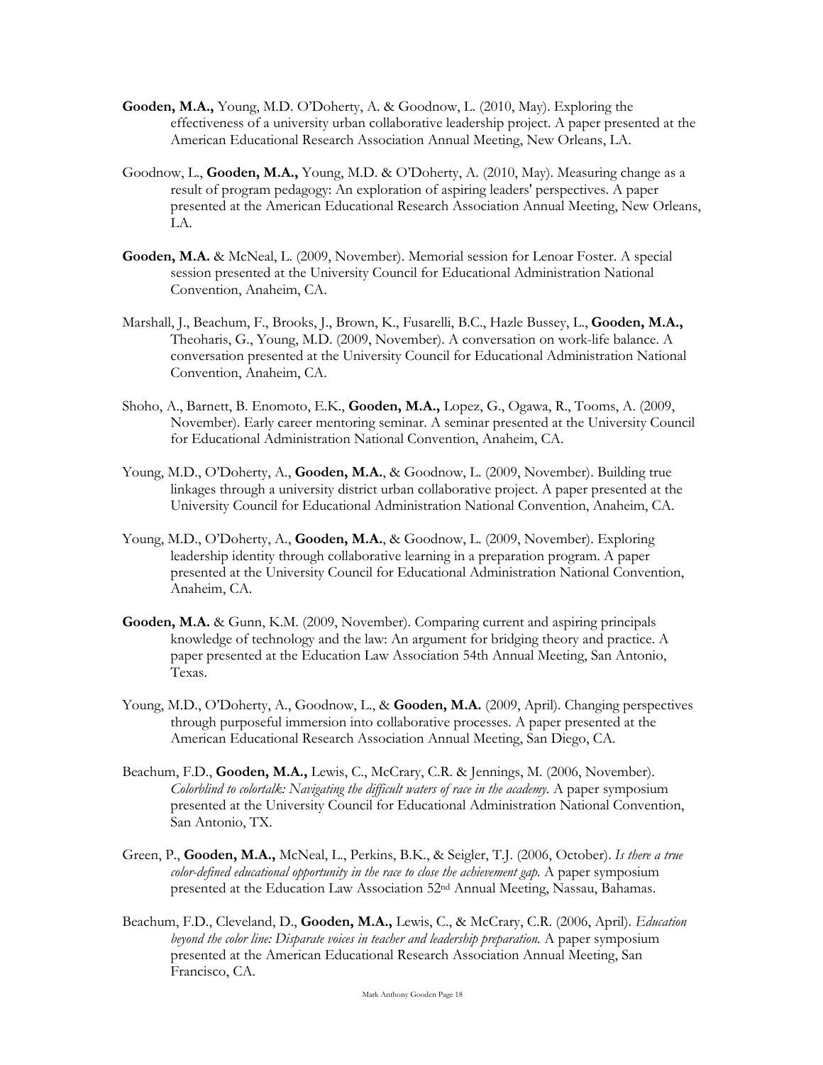**Gooden, M.A.,** Young, M.D. O'Doherty, A. & Goodnow, L. (2010, May). Exploring the effectiveness of a university urban collaborative leadership project. A paper presented at the American Educational Research Association Annual Meeting, New Orleans, LA.

Goodnow, L., **Gooden, M.A.,** Young, M.D. & O'Doherty, A. (2010, May). Measuring change as a result of program pedagogy: An exploration of aspiring leaders' perspectives. A paper presented at the American Educational Research Association Annual Meeting, New Orleans, LA.

**Gooden, M.A.** & McNeal, L. (2009, November). Memorial session for Lenoar Foster. A special session presented at the University Council for Educational Administration National Convention, Anaheim, CA.

Marshall, J., Beachum, F., Brooks, J., Brown, K., Fusarelli, B.C., Hazle Bussey, L., **Gooden, M.A.,** Theoharis, G., Young, M.D. (2009, November). A conversation on work-life balance. A conversation presented at the University Council for Educational Administration National Convention, Anaheim, CA.

Shoho, A., Barnett, B. Enomoto, E.K., **Gooden, M.A.,** Lopez, G., Ogawa, R., Tooms, A. (2009, November). Early career mentoring seminar. A seminar presented at the University Council for Educational Administration National Convention, Anaheim, CA.

Young, M.D., O'Doherty, A., **Gooden, M.A.**, & Goodnow, L. (2009, November). Building true linkages through a university district urban collaborative project. A paper presented at the University Council for Educational Administration National Convention, Anaheim, CA.

Young, M.D., O'Doherty, A., **Gooden, M.A.**, & Goodnow, L. (2009, November). Exploring leadership identity through collaborative learning in a preparation program. A paper presented at the University Council for Educational Administration National Convention, Anaheim, CA.

**Gooden, M.A.** & Gunn, K.M. (2009, November). Comparing current and aspiring principals knowledge of technology and the law: An argument for bridging theory and practice. A paper presented at the Education Law Association 54th Annual Meeting, San Antonio, Texas.

Young, M.D., O'Doherty, A., Goodnow, L., & **Gooden, M.A.** (2009, April). Changing perspectives through purposeful immersion into collaborative processes. A paper presented at the American Educational Research Association Annual Meeting, San Diego, CA.

Beachum, F.D., **Gooden, M.A.,** Lewis, C., McCrary, C.R. & Jennings, M. (2006, November). *Colorblind to colortalk: Navigating the difficult waters of race in the academy.* A paper symposium presented at the University Council for Educational Administration National Convention, San Antonio, TX.

Green, P., **Gooden, M.A.,** McNeal, L., Perkins, B.K., & Seigler, T.J. (2006, October). *Is there a true color-defined educational opportunity in the race to close the achievement gap.* A paper symposium presented at the Education Law Association 52nd Annual Meeting, Nassau, Bahamas.

Beachum, F.D., Cleveland, D., **Gooden, M.A.,** Lewis, C., & McCrary, C.R. (2006, April). *Education beyond the color line: Disparate voices in teacher and leadership preparation.* A paper symposium presented at the American Educational Research Association Annual Meeting, San Francisco, CA.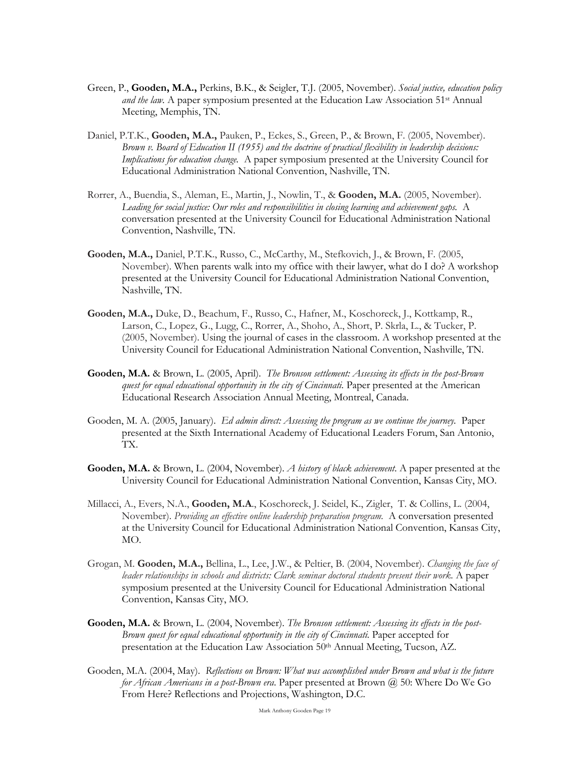Green, P., **Gooden, M.A.,** Perkins, B.K., & Seigler, T.J. (2005, November). *Social justice, education policy and the law.* A paper symposium presented at the Education Law Association 51st Annual Meeting, Memphis, TN.

Daniel, P.T.K., **Gooden, M.A.,** Pauken, P., Eckes, S., Green, P., & Brown, F. (2005, November). *Brown v. Board of Education II (1955) and the doctrine of practical flexibility in leadership decisions: Implications for education change.* A paper symposium presented at the University Council for Educational Administration National Convention, Nashville, TN.

Rorrer, A., Buendia, S., Aleman, E., Martin, J., Nowlin, T., & **Gooden, M.A.** (2005, November). *Leading for social justice: Our roles and responsibilities in closing learning and achievement gaps.* A conversation presented at the University Council for Educational Administration National Convention, Nashville, TN.

**Gooden, M.A.,** Daniel, P.T.K., Russo, C., McCarthy, M., Stefkovich, J., & Brown, F. (2005, November). When parents walk into my office with their lawyer, what do I do? A workshop presented at the University Council for Educational Administration National Convention, Nashville, TN.

**Gooden, M.A.,** Duke, D., Beachum, F., Russo, C., Hafner, M., Koschoreck, J., Kottkamp, R., Larson, C., Lopez, G., Lugg, C., Rorrer, A., Shoho, A., Short, P. Skrla, L., & Tucker, P. (2005, November). Using the journal of cases in the classroom. A workshop presented at the University Council for Educational Administration National Convention, Nashville, TN.

**Gooden, M.A.** & Brown, L. (2005, April). *The Bronson settlement: Assessing its effects in the post-Brown quest for equal educational opportunity in the city of Cincinnati.* Paper presented at the American Educational Research Association Annual Meeting, Montreal, Canada.

Gooden, M. A. (2005, January). *Ed admin direct: Assessing the program as we continue the journey.* Paper presented at the Sixth International Academy of Educational Leaders Forum, San Antonio, TX.

**Gooden, M.A.** & Brown, L. (2004, November). *A history of black achievement.* A paper presented at the University Council for Educational Administration National Convention, Kansas City, MO.

Millacci, A., Evers, N.A., **Gooden, M.A.**, Koschoreck, J. Seidel, K., Zigler, T. & Collins, L. (2004, November). *Providing an effective online leadership preparation program.* A conversation presented at the University Council for Educational Administration National Convention, Kansas City, MO.

Grogan, M. **Gooden, M.A.,** Bellina, L., Lee, J.W., & Peltier, B. (2004, November). *Changing the face of leader relationships in schools and districts: Clark seminar doctoral students present their work.* A paper symposium presented at the University Council for Educational Administration National Convention, Kansas City, MO.

**Gooden, M.A.** & Brown, L. (2004, November). *The Bronson settlement: Assessing its effects in the post-Brown quest for equal educational opportunity in the city of Cincinnati.* Paper accepted for presentation at the Education Law Association 50th Annual Meeting, Tucson, AZ.

Gooden, M.A. (2004, May). *Reflections on Brown: What was accomplished under Brown and what is the future for African Americans in a post-Brown era.* Paper presented at Brown @ 50: Where Do We Go From Here? Reflections and Projections, Washington, D.C.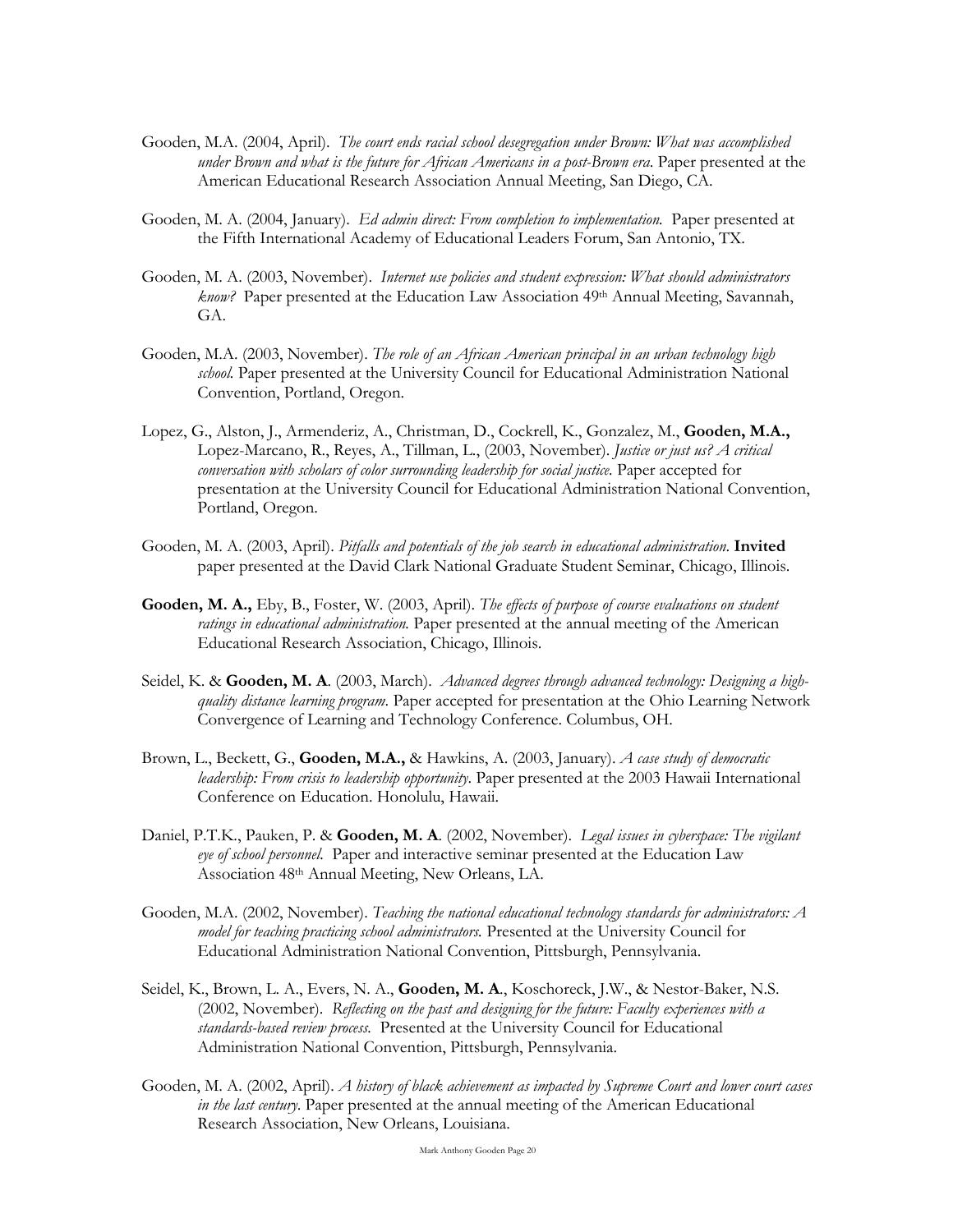Gooden, M.A. (2004, April). *The court ends racial school desegregation under Brown: What was accomplished under Brown and what is the future for African Americans in a post-Brown era.* Paper presented at the American Educational Research Association Annual Meeting, San Diego, CA.

Gooden, M. A. (2004, January). *Ed admin direct: From completion to implementation.* Paper presented at the Fifth International Academy of Educational Leaders Forum, San Antonio, TX.

Gooden, M. A. (2003, November). *Internet use policies and student expression: What should administrators know?* Paper presented at the Education Law Association 49th Annual Meeting, Savannah, GA.

Gooden, M.A. (2003, November). *The role of an African American principal in an urban technology high school.* Paper presented at the University Council for Educational Administration National Convention, Portland, Oregon.

Lopez, G., Alston, J., Armenderiz, A., Christman, D., Cockrell, K., Gonzalez, M., **Gooden, M.A.,** Lopez-Marcano, R., Reyes, A., Tillman, L., (2003, November). *Justice or just us? A critical conversation with scholars of color surrounding leadership for social justice.* Paper accepted for presentation at the University Council for Educational Administration National Convention, Portland, Oregon.

Gooden, M. A. (2003, April). *Pitfalls and potentials of the job search in educational administration.* **Invited** paper presented at the David Clark National Graduate Student Seminar, Chicago, Illinois.

**Gooden, M. A.,** Eby, B., Foster, W. (2003, April). *The effects of purpose of course evaluations on student ratings in educational administration.* Paper presented at the annual meeting of the American Educational Research Association, Chicago, Illinois.

Seidel, K. & **Gooden, M. A**. (2003, March). *Advanced degrees through advanced technology: Designing a high-quality distance learning program.* Paper accepted for presentation at the Ohio Learning Network Convergence of Learning and Technology Conference. Columbus, OH.

Brown, L., Beckett, G., **Gooden, M.A.,** & Hawkins, A. (2003, January). *A case study of democratic leadership: From crisis to leadership opportunity.* Paper presented at the 2003 Hawaii International Conference on Education. Honolulu, Hawaii.

Daniel, P.T.K., Pauken, P. & **Gooden, M. A**. (2002, November). *Legal issues in cyberspace: The vigilant eye of school personnel.* Paper and interactive seminar presented at the Education Law Association 48th Annual Meeting, New Orleans, LA.

Gooden, M.A. (2002, November). *Teaching the national educational technology standards for administrators: A model for teaching practicing school administrators.* Presented at the University Council for Educational Administration National Convention, Pittsburgh, Pennsylvania.

Seidel, K., Brown, L. A., Evers, N. A., **Gooden, M. A**., Koschoreck, J.W., & Nestor-Baker, N.S. (2002, November). *Reflecting on the past and designing for the future: Faculty experiences with a standards-based review process.* Presented at the University Council for Educational Administration National Convention, Pittsburgh, Pennsylvania.

Gooden, M. A. (2002, April). *A history of black achievement as impacted by Supreme Court and lower court cases in the last century.* Paper presented at the annual meeting of the American Educational Research Association, New Orleans, Louisiana.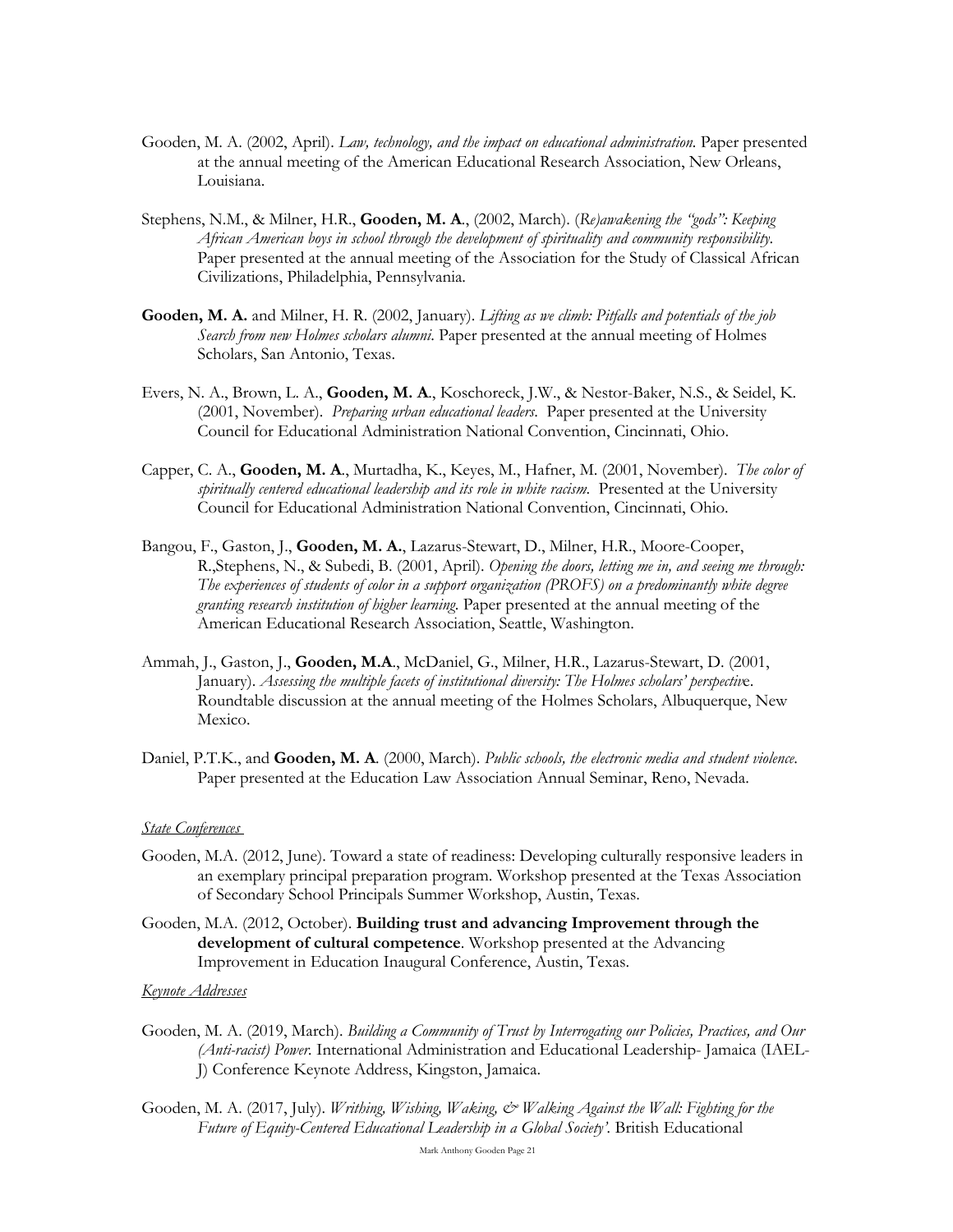Gooden, M. A. (2002, April). *Law, technology, and the impact on educational administration.* Paper presented at the annual meeting of the American Educational Research Association, New Orleans, Louisiana.

Stephens, N.M., & Milner, H.R., **Gooden, M. A**., (2002, March). (*Re)awakening the "gods": Keeping African American boys in school through the development of spirituality and community responsibility.* Paper presented at the annual meeting of the Association for the Study of Classical African Civilizations, Philadelphia, Pennsylvania.

**Gooden, M. A.** and Milner, H. R. (2002, January). *Lifting as we climb: Pitfalls and potentials of the job Search from new Holmes scholars alumni.* Paper presented at the annual meeting of Holmes Scholars, San Antonio, Texas.

Evers, N. A., Brown, L. A., **Gooden, M. A**., Koschoreck, J.W., & Nestor-Baker, N.S., & Seidel, K. (2001, November). *Preparing urban educational leaders.* Paper presented at the University Council for Educational Administration National Convention, Cincinnati, Ohio.

Capper, C. A., **Gooden, M. A**., Murtadha, K., Keyes, M., Hafner, M. (2001, November). *The color of spiritually centered educational leadership and its role in white racism.* Presented at the University Council for Educational Administration National Convention, Cincinnati, Ohio.

Bangou, F., Gaston, J., **Gooden, M. A.**, Lazarus-Stewart, D., Milner, H.R., Moore-Cooper, R.,Stephens, N., & Subedi, B. (2001, April). *Opening the doors, letting me in, and seeing me through: The experiences of students of color in a support organization (PROFS) on a predominantly white degree granting research institution of higher learning.* Paper presented at the annual meeting of the American Educational Research Association, Seattle, Washington.

Ammah, J., Gaston, J., **Gooden, M.A**., McDaniel, G., Milner, H.R., Lazarus-Stewart, D. (2001, January). *Assessing the multiple facets of institutional diversity: The Holmes scholars' perspectiv*e. Roundtable discussion at the annual meeting of the Holmes Scholars, Albuquerque, New Mexico.

Daniel, P.T.K., and **Gooden, M. A**. (2000, March). *Public schools, the electronic media and student violence.* Paper presented at the Education Law Association Annual Seminar, Reno, Nevada.

*State Conferences*

Gooden, M.A. (2012, June). Toward a state of readiness: Developing culturally responsive leaders in an exemplary principal preparation program. Workshop presented at the Texas Association of Secondary School Principals Summer Workshop, Austin, Texas.

Gooden, M.A. (2012, October). **Building trust and advancing Improvement through the development of cultural competence**. Workshop presented at the Advancing Improvement in Education Inaugural Conference, Austin, Texas.

*Keynote Addresses*

Gooden, M. A. (2019, March). *Building a Community of Trust by Interrogating our Policies, Practices, and Our (Anti-racist) Power.* International Administration and Educational Leadership- Jamaica (IAEL-J) Conference Keynote Address, Kingston, Jamaica.

Gooden, M. A. (2017, July). *Writhing, Wishing, Waking, & Walking Against the Wall: Fighting for the Future of Equity-Centered Educational Leadership in a Global Society'.* British Educational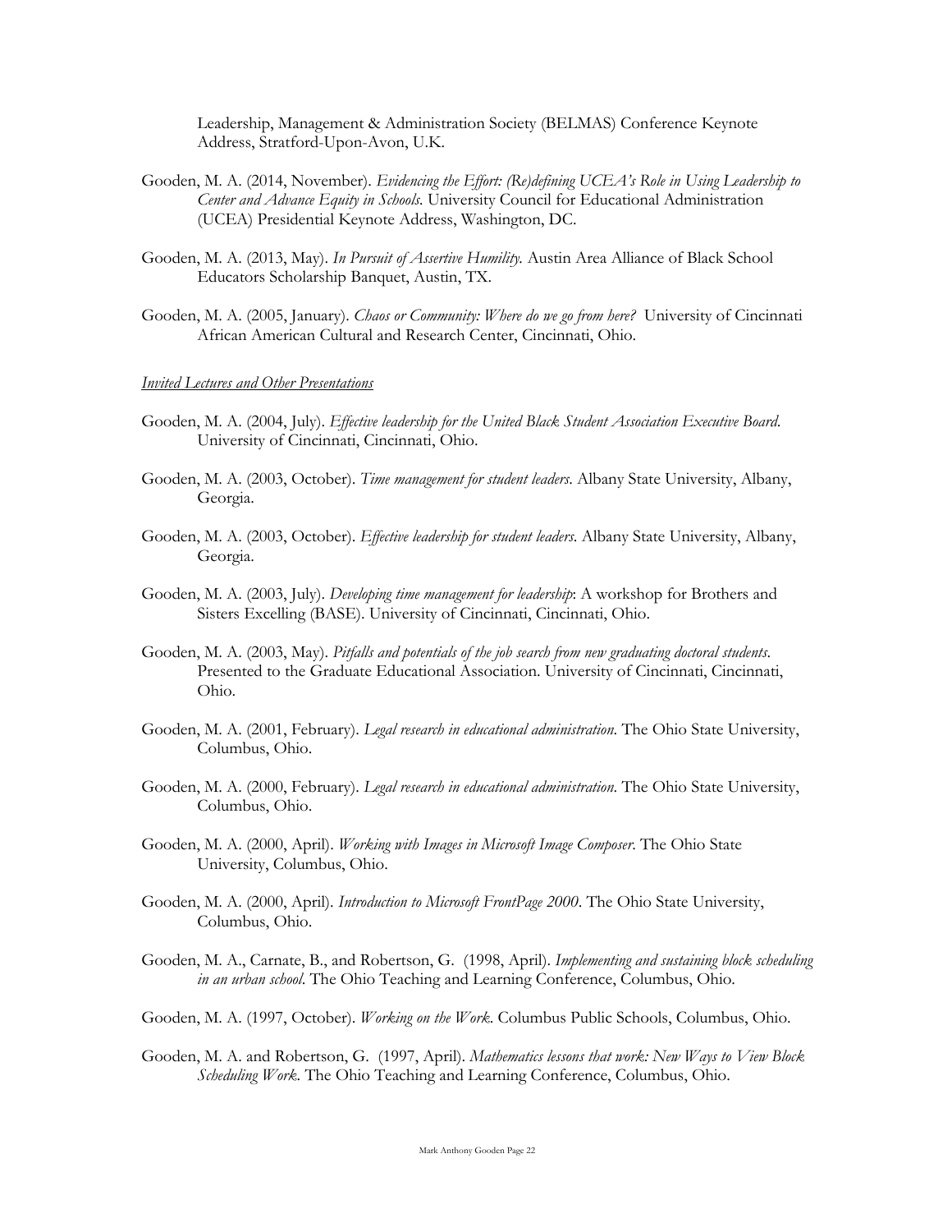Leadership, Management & Administration Society (BELMAS) Conference Keynote Address, Stratford-Upon-Avon, U.K.

Gooden, M. A. (2014, November). *Evidencing the Effort: (Re)defining UCEA's Role in Using Leadership to Center and Advance Equity in Schools.* University Council for Educational Administration (UCEA) Presidential Keynote Address, Washington, DC.

Gooden, M. A. (2013, May). *In Pursuit of Assertive Humility.* Austin Area Alliance of Black School Educators Scholarship Banquet, Austin, TX.

Gooden, M. A. (2005, January). *Chaos or Community: Where do we go from here?* University of Cincinnati African American Cultural and Research Center, Cincinnati, Ohio.

*Invited Lectures and Other Presentations*

Gooden, M. A. (2004, July). *Effective leadership for the United Black Student Association Executive Board.* University of Cincinnati, Cincinnati, Ohio.

Gooden, M. A. (2003, October). *Time management for student leaders.* Albany State University, Albany, Georgia.

Gooden, M. A. (2003, October). *Effective leadership for student leaders.* Albany State University, Albany, Georgia.

Gooden, M. A. (2003, July). *Developing time management for leadership*: A workshop for Brothers and Sisters Excelling (BASE). University of Cincinnati, Cincinnati, Ohio.

Gooden, M. A. (2003, May). *Pitfalls and potentials of the job search from new graduating doctoral students.* Presented to the Graduate Educational Association. University of Cincinnati, Cincinnati, Ohio.

Gooden, M. A. (2001, February). *Legal research in educational administration.* The Ohio State University, Columbus, Ohio.

Gooden, M. A. (2000, February). *Legal research in educational administration.* The Ohio State University, Columbus, Ohio.

Gooden, M. A. (2000, April). *Working with Images in Microsoft Image Composer.* The Ohio State University, Columbus, Ohio.

Gooden, M. A. (2000, April). *Introduction to Microsoft FrontPage 2000.* The Ohio State University, Columbus, Ohio.

Gooden, M. A., Carnate, B., and Robertson, G. (1998, April). *Implementing and sustaining block scheduling in an urban school.* The Ohio Teaching and Learning Conference, Columbus, Ohio.

Gooden, M. A. (1997, October). *Working on the Work.* Columbus Public Schools, Columbus, Ohio.

Gooden, M. A. and Robertson, G. (1997, April). *Mathematics lessons that work: New Ways to View Block Scheduling Work.* The Ohio Teaching and Learning Conference, Columbus, Ohio.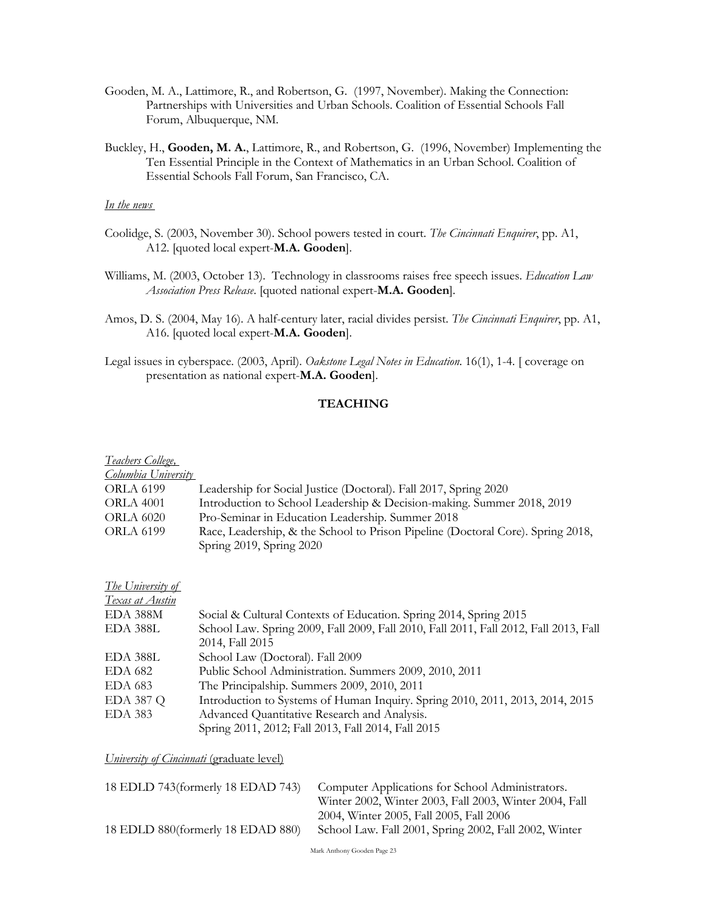Gooden, M. A., Lattimore, R., and Robertson, G. (1997, November). Making the Connection: Partnerships with Universities and Urban Schools. Coalition of Essential Schools Fall Forum, Albuquerque, NM.

Buckley, H., **Gooden, M. A.**, Lattimore, R., and Robertson, G. (1996, November) Implementing the Ten Essential Principle in the Context of Mathematics in an Urban School. Coalition of Essential Schools Fall Forum, San Francisco, CA.

*In the news*

Coolidge, S. (2003, November 30). School powers tested in court. *The Cincinnati Enquirer*, pp. A1, A12. [quoted local expert-**M.A. Gooden**].

Williams, M. (2003, October 13). Technology in classrooms raises free speech issues. *Education Law Association Press Release*. [quoted national expert-**M.A. Gooden**].

Amos, D. S. (2004, May 16). A half-century later, racial divides persist. *The Cincinnati Enquirer*, pp. A1, A16. [quoted local expert-**M.A. Gooden**].

Legal issues in cyberspace. (2003, April). *Oakstone Legal Notes in Education.* 16(1), 1-4. [ coverage on presentation as national expert-**M.A. Gooden**].

## TEACHING

*Teachers College, Columbia University*

| | |
|---|---|
| ORLA 6199 | Leadership for Social Justice (Doctoral). Fall 2017, Spring 2020 |
| ORLA 4001 | Introduction to School Leadership & Decision-making. Summer 2018, 2019 |
| ORLA 6020 | Pro-Seminar in Education Leadership. Summer 2018 |
| ORLA 6199 | Race, Leadership, & the School to Prison Pipeline (Doctoral Core). Spring 2018, Spring 2019, Spring 2020 |

*The University of Texas at Austin*

| | |
|---|---|
| EDA 388M | Social & Cultural Contexts of Education. Spring 2014, Spring 2015 |
| EDA 388L | School Law. Spring 2009, Fall 2009, Fall 2010, Fall 2011, Fall 2012, Fall 2013, Fall 2014, Fall 2015 |
| EDA 388L | School Law (Doctoral). Fall 2009 |
| EDA 682 | Public School Administration. Summers 2009, 2010, 2011 |
| EDA 683 | The Principalship. Summers 2009, 2010, 2011 |
| EDA 387 Q | Introduction to Systems of Human Inquiry. Spring 2010, 2011, 2013, 2014, 2015 |
| EDA 383 | Advanced Quantitative Research and Analysis. Spring 2011, 2012; Fall 2013, Fall 2014, Fall 2015 |

*University of Cincinnati* (graduate level)

| | |
|---|---|
| 18 EDLD 743(formerly 18 EDAD 743) | Computer Applications for School Administrators. Winter 2002, Winter 2003, Fall 2003, Winter 2004, Fall 2004, Winter 2005, Fall 2005, Fall 2006 |
| 18 EDLD 880(formerly 18 EDAD 880) | School Law. Fall 2001, Spring 2002, Fall 2002, Winter |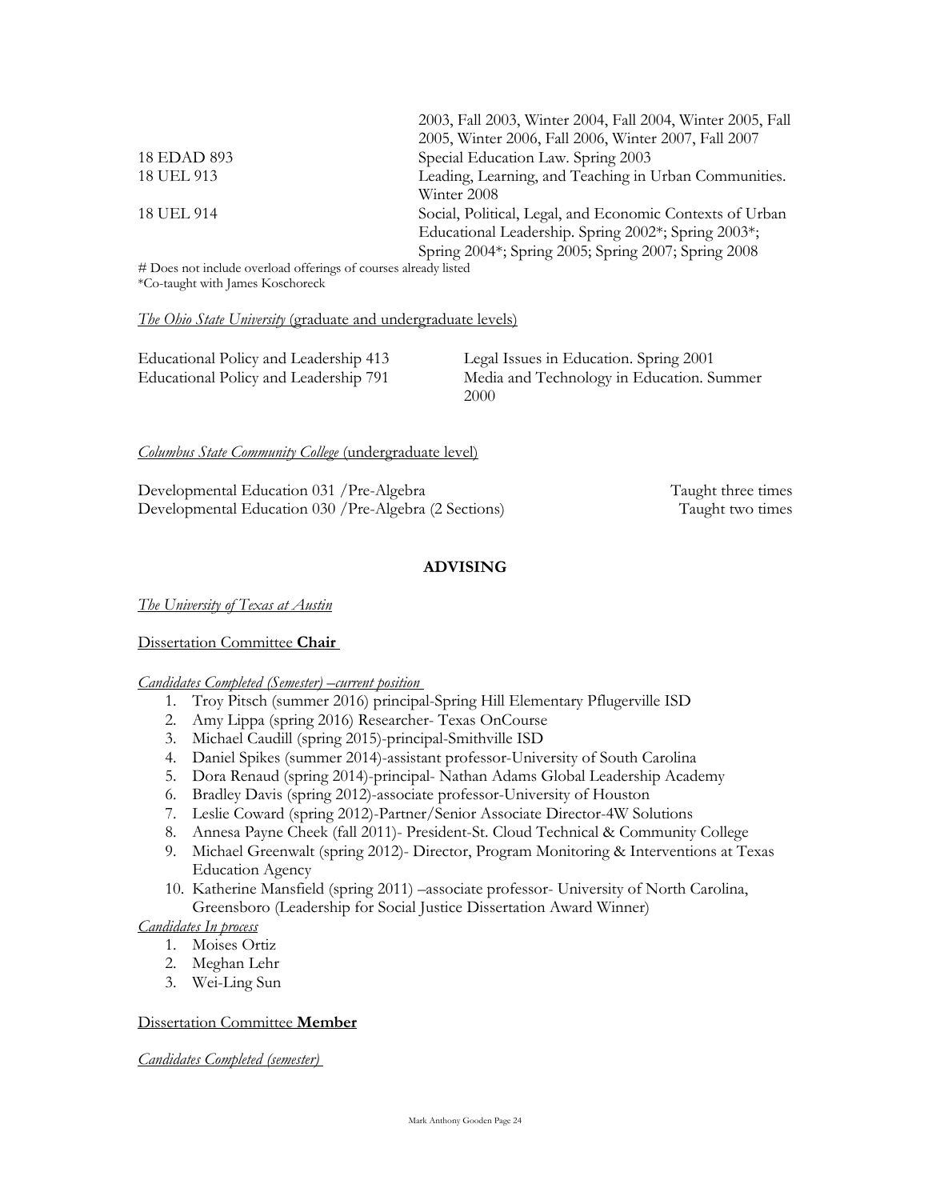| | |
|---|---|
| | 2003, Fall 2003, Winter 2004, Fall 2004, Winter 2005, Fall 2005, Winter 2006, Fall 2006, Winter 2007, Fall 2007 |
| 18 EDAD 893 | Special Education Law. Spring 2003 |
| 18 UEL 913 | Leading, Learning, and Teaching in Urban Communities. Winter 2008 |
| 18 UEL 914 | Social, Political, Legal, and Economic Contexts of Urban Educational Leadership. Spring 2002*; Spring 2003*; Spring 2004*; Spring 2005; Spring 2007; Spring 2008 |

# Does not include overload offerings of courses already listed
*Co-taught with James Koschoreck

<u>*The Ohio State University* (graduate and undergraduate levels)</u>

| | |
|---|---|
| Educational Policy and Leadership 413 | Legal Issues in Education. Spring 2001 |
| Educational Policy and Leadership 791 | Media and Technology in Education. Summer 2000 |

<u>*Columbus State Community College* (undergraduate level)</u>

| | |
|---|---|
| Developmental Education 031 /Pre-Algebra | Taught three times |
| Developmental Education 030 /Pre-Algebra (2 Sections) | Taught two times |

## ADVISING

<u>*The University of Texas at Austin*</u>

<u>Dissertation Committee **Chair**</u>

<u>*Candidates Completed (Semester) –current position*</u>

1. Troy Pitsch (summer 2016) principal-Spring Hill Elementary Pflugerville ISD
2. Amy Lippa (spring 2016) Researcher- Texas OnCourse
3. Michael Caudill (spring 2015)-principal-Smithville ISD
4. Daniel Spikes (summer 2014)-assistant professor-University of South Carolina
5. Dora Renaud (spring 2014)-principal- Nathan Adams Global Leadership Academy
6. Bradley Davis (spring 2012)-associate professor-University of Houston
7. Leslie Coward (spring 2012)-Partner/Senior Associate Director-4W Solutions
8. Annesa Payne Cheek (fall 2011)- President-St. Cloud Technical & Community College
9. Michael Greenwalt (spring 2012)- Director, Program Monitoring & Interventions at Texas Education Agency
10. Katherine Mansfield (spring 2011) –associate professor- University of North Carolina, Greensboro (Leadership for Social Justice Dissertation Award Winner)

<u>*Candidates In process*</u>

1. Moises Ortiz
2. Meghan Lehr
3. Wei-Ling Sun

<u>Dissertation Committee **Member**</u>

<u>*Candidates Completed (semester)*</u>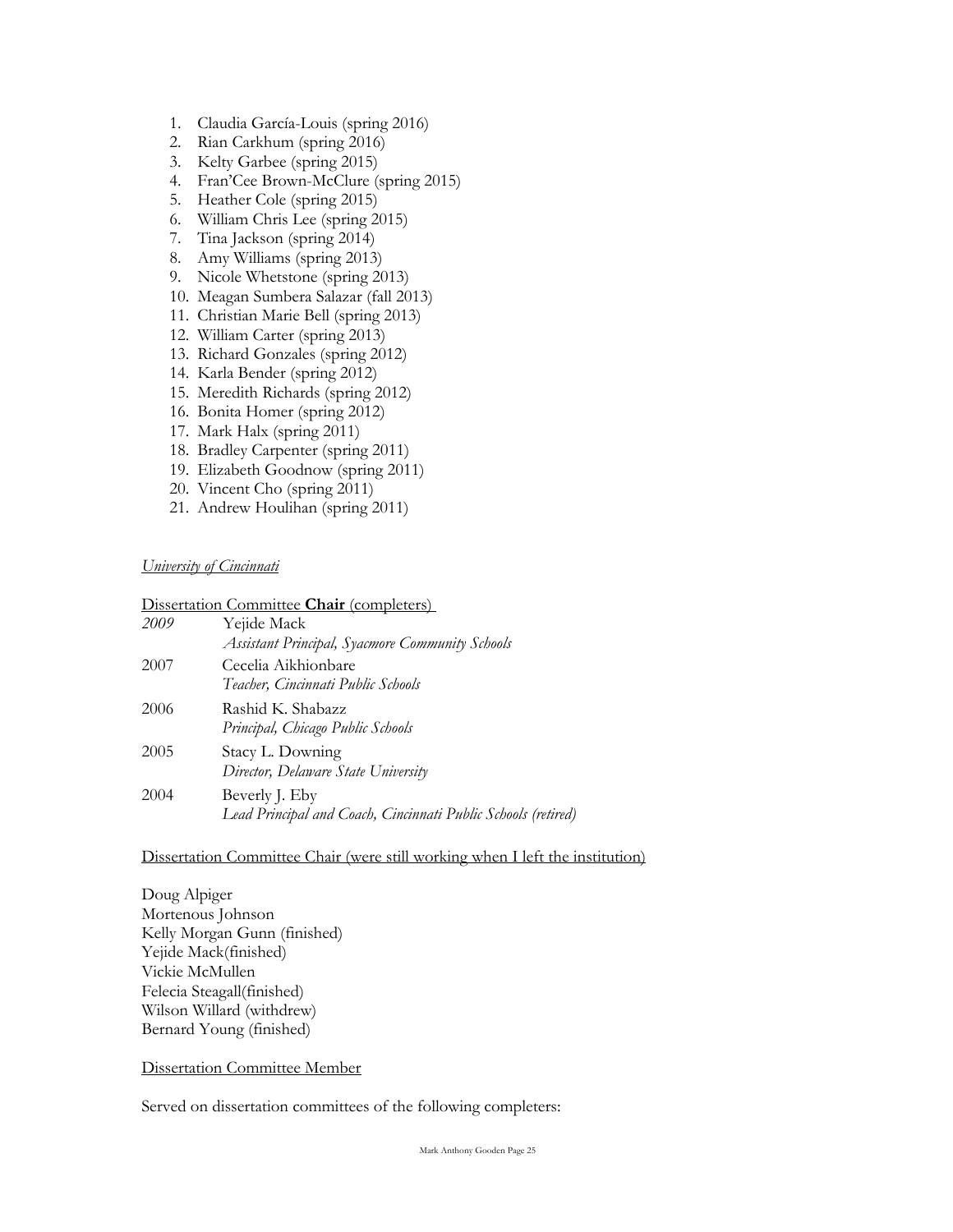1. Claudia García-Louis (spring 2016)
2. Rian Carkhum (spring 2016)
3. Kelty Garbee (spring 2015)
4. Fran'Cee Brown-McClure (spring 2015)
5. Heather Cole (spring 2015)
6. William Chris Lee (spring 2015)
7. Tina Jackson (spring 2014)
8. Amy Williams (spring 2013)
9. Nicole Whetstone (spring 2013)
10. Meagan Sumbera Salazar (fall 2013)
11. Christian Marie Bell (spring 2013)
12. William Carter (spring 2013)
13. Richard Gonzales (spring 2012)
14. Karla Bender (spring 2012)
15. Meredith Richards (spring 2012)
16. Bonita Homer (spring 2012)
17. Mark Halx (spring 2011)
18. Bradley Carpenter (spring 2011)
19. Elizabeth Goodnow (spring 2011)
20. Vincent Cho (spring 2011)
21. Andrew Houlihan (spring 2011)

*University of Cincinnati*

Dissertation Committee **Chair** (completers)

*2009* Yejide Mack
*Assistant Principal, Syacmore Community Schools*

2007 Cecelia Aikhionbare
*Teacher, Cincinnati Public Schools*

2006 Rashid K. Shabazz
*Principal, Chicago Public Schools*

2005 Stacy L. Downing
*Director, Delaware State University*

2004 Beverly J. Eby
*Lead Principal and Coach, Cincinnati Public Schools (retired)*

Dissertation Committee Chair (were still working when I left the institution)

Doug Alpiger
Mortenous Johnson
Kelly Morgan Gunn (finished)
Yejide Mack(finished)
Vickie McMullen
Felecia Steagall(finished)
Wilson Willard (withdrew)
Bernard Young (finished)

Dissertation Committee Member

Served on dissertation committees of the following completers: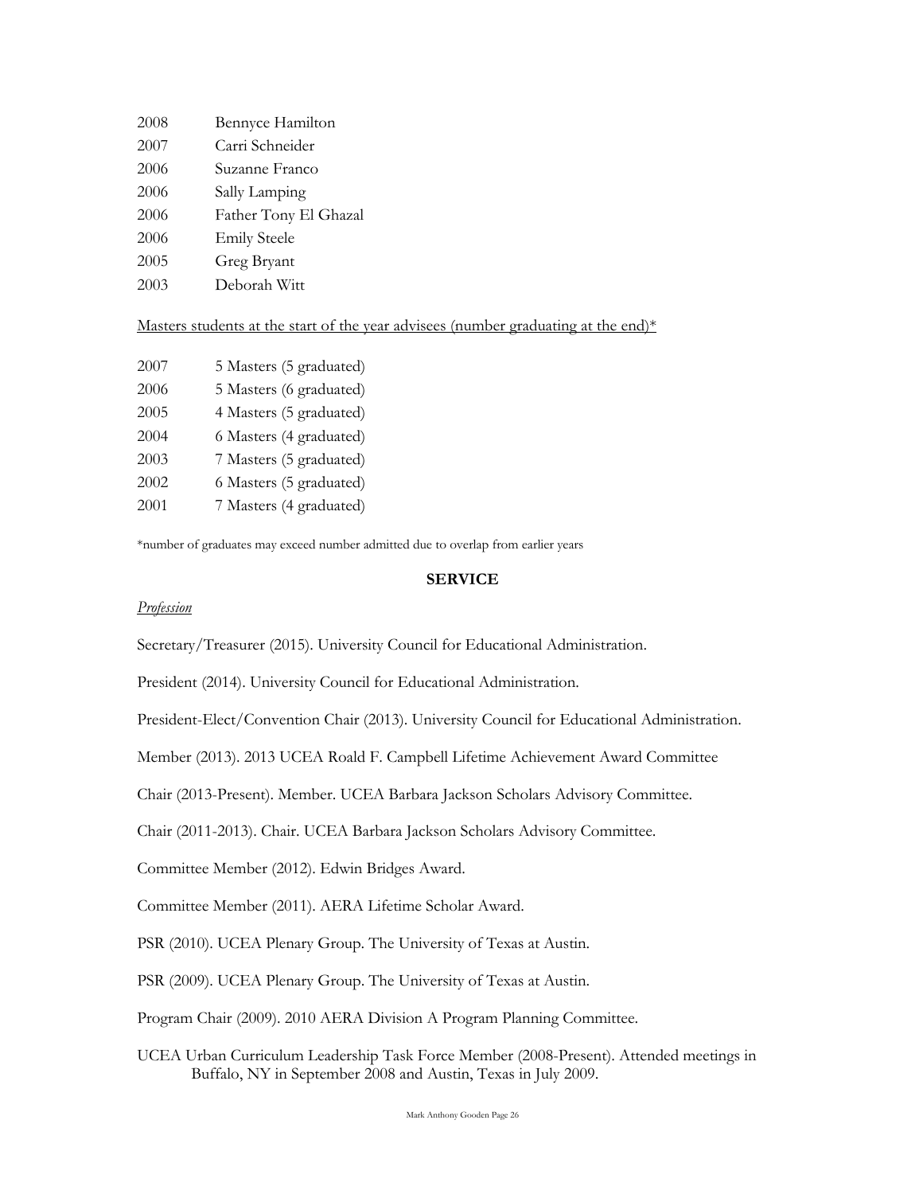2008 Bennyce Hamilton
2007 Carri Schneider
2006 Suzanne Franco
2006 Sally Lamping
2006 Father Tony El Ghazal
2006 Emily Steele
2005 Greg Bryant
2003 Deborah Witt

<u>Masters students at the start of the year advisees (number graduating at the end)*</u>

2007 5 Masters (5 graduated)
2006 5 Masters (6 graduated)
2005 4 Masters (5 graduated)
2004 6 Masters (4 graduated)
2003 7 Masters (5 graduated)
2002 6 Masters (5 graduated)
2001 7 Masters (4 graduated)

*number of graduates may exceed number admitted due to overlap from earlier years

## SERVICE

*Profession*

Secretary/Treasurer (2015). University Council for Educational Administration.

President (2014). University Council for Educational Administration.

President-Elect/Convention Chair (2013). University Council for Educational Administration.

Member (2013). 2013 UCEA Roald F. Campbell Lifetime Achievement Award Committee

Chair (2013-Present). Member. UCEA Barbara Jackson Scholars Advisory Committee.

Chair (2011-2013). Chair. UCEA Barbara Jackson Scholars Advisory Committee.

Committee Member (2012). Edwin Bridges Award.

Committee Member (2011). AERA Lifetime Scholar Award.

PSR (2010). UCEA Plenary Group. The University of Texas at Austin.

PSR (2009). UCEA Plenary Group. The University of Texas at Austin.

Program Chair (2009). 2010 AERA Division A Program Planning Committee.

UCEA Urban Curriculum Leadership Task Force Member (2008-Present). Attended meetings in Buffalo, NY in September 2008 and Austin, Texas in July 2009.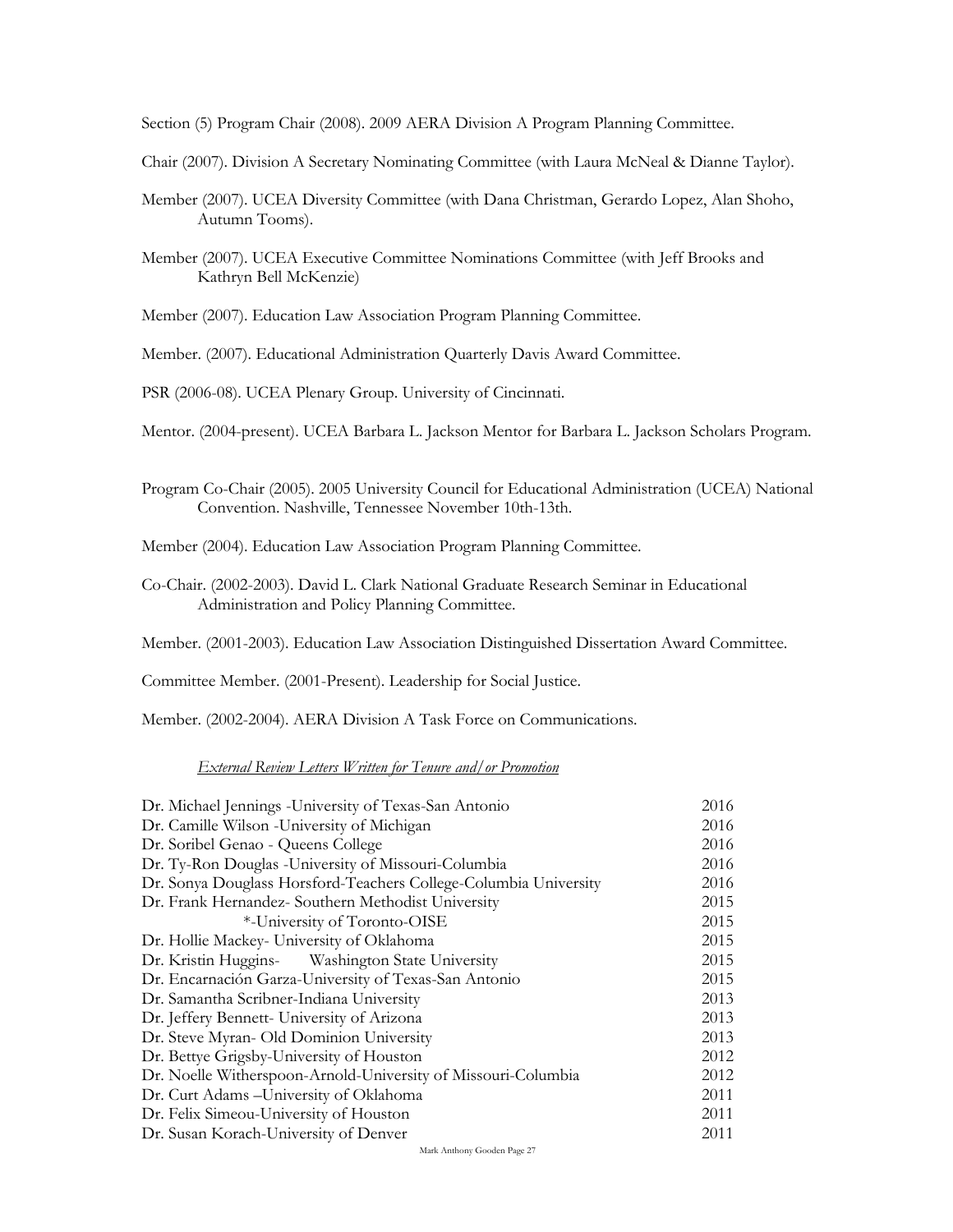Section (5) Program Chair (2008). 2009 AERA Division A Program Planning Committee.

Chair (2007). Division A Secretary Nominating Committee (with Laura McNeal & Dianne Taylor).

Member (2007). UCEA Diversity Committee (with Dana Christman, Gerardo Lopez, Alan Shoho, Autumn Tooms).

Member (2007). UCEA Executive Committee Nominations Committee (with Jeff Brooks and Kathryn Bell McKenzie)

Member (2007). Education Law Association Program Planning Committee.

Member. (2007). Educational Administration Quarterly Davis Award Committee.

PSR (2006-08). UCEA Plenary Group. University of Cincinnati.

Mentor. (2004-present). UCEA Barbara L. Jackson Mentor for Barbara L. Jackson Scholars Program.

Program Co-Chair (2005). 2005 University Council for Educational Administration (UCEA) National Convention. Nashville, Tennessee November 10th-13th.

Member (2004). Education Law Association Program Planning Committee.

Co-Chair. (2002-2003). David L. Clark National Graduate Research Seminar in Educational Administration and Policy Planning Committee.

Member. (2001-2003). Education Law Association Distinguished Dissertation Award Committee.

Committee Member. (2001-Present). Leadership for Social Justice.

Member. (2002-2004). AERA Division A Task Force on Communications.

*External Review Letters Written for Tenure and/or Promotion*

| | |
|---|---|
| Dr. Michael Jennings -University of Texas-San Antonio | 2016 |
| Dr. Camille Wilson -University of Michigan | 2016 |
| Dr. Soribel Genao - Queens College | 2016 |
| Dr. Ty-Ron Douglas -University of Missouri-Columbia | 2016 |
| Dr. Sonya Douglass Horsford-Teachers College-Columbia University | 2016 |
| Dr. Frank Hernandez- Southern Methodist University | 2015 |
| *-University of Toronto-OISE | 2015 |
| Dr. Hollie Mackey- University of Oklahoma | 2015 |
| Dr. Kristin Huggins- Washington State University | 2015 |
| Dr. Encarnación Garza-University of Texas-San Antonio | 2015 |
| Dr. Samantha Scribner-Indiana University | 2013 |
| Dr. Jeffery Bennett- University of Arizona | 2013 |
| Dr. Steve Myran- Old Dominion University | 2013 |
| Dr. Bettye Grigsby-University of Houston | 2012 |
| Dr. Noelle Witherspoon-Arnold-University of Missouri-Columbia | 2012 |
| Dr. Curt Adams –University of Oklahoma | 2011 |
| Dr. Felix Simeou-University of Houston | 2011 |
| Dr. Susan Korach-University of Denver | 2011 |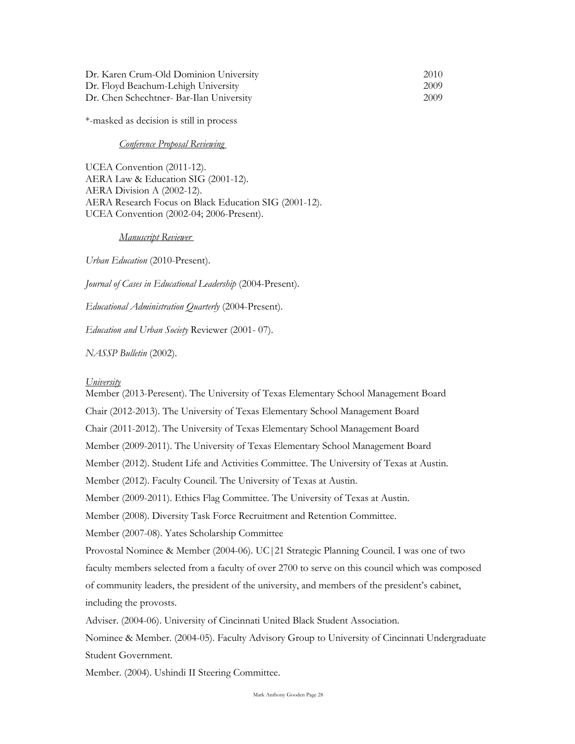| | |
|---|---|
| Dr. Karen Crum-Old Dominion University | 2010 |
| Dr. Floyd Beachum-Lehigh University | 2009 |
| Dr. Chen Schechtner- Bar-Ilan University | 2009 |

*-masked as decision is still in process

*Conference Proposal Reviewing*

UCEA Convention (2011-12).
AERA Law & Education SIG (2001-12).
AERA Division A (2002-12).
AERA Research Focus on Black Education SIG (2001-12).
UCEA Convention (2002-04; 2006-Present).

*Manuscript Reviewer*

*Urban Education* (2010-Present).

*Journal of Cases in Educational Leadership* (2004-Present).

*Educational Administration Quarterly* (2004-Present).

*Education and Urban Society* Reviewer (2001- 07).

*NASSP Bulletin* (2002).

*University*

Member (2013-Peresent). The University of Texas Elementary School Management Board

Chair (2012-2013). The University of Texas Elementary School Management Board

Chair (2011-2012). The University of Texas Elementary School Management Board

Member (2009-2011). The University of Texas Elementary School Management Board

Member (2012). Student Life and Activities Committee. The University of Texas at Austin.

Member (2012). Faculty Council. The University of Texas at Austin.

Member (2009-2011). Ethics Flag Committee. The University of Texas at Austin.

Member (2008). Diversity Task Force Recruitment and Retention Committee.

Member (2007-08). Yates Scholarship Committee

Provostal Nominee & Member (2004-06). UC|21 Strategic Planning Council. I was one of two faculty members selected from a faculty of over 2700 to serve on this council which was composed of community leaders, the president of the university, and members of the president's cabinet, including the provosts.

Adviser. (2004-06). University of Cincinnati United Black Student Association.

Nominee & Member. (2004-05). Faculty Advisory Group to University of Cincinnati Undergraduate Student Government.

Member. (2004). Ushindi II Steering Committee.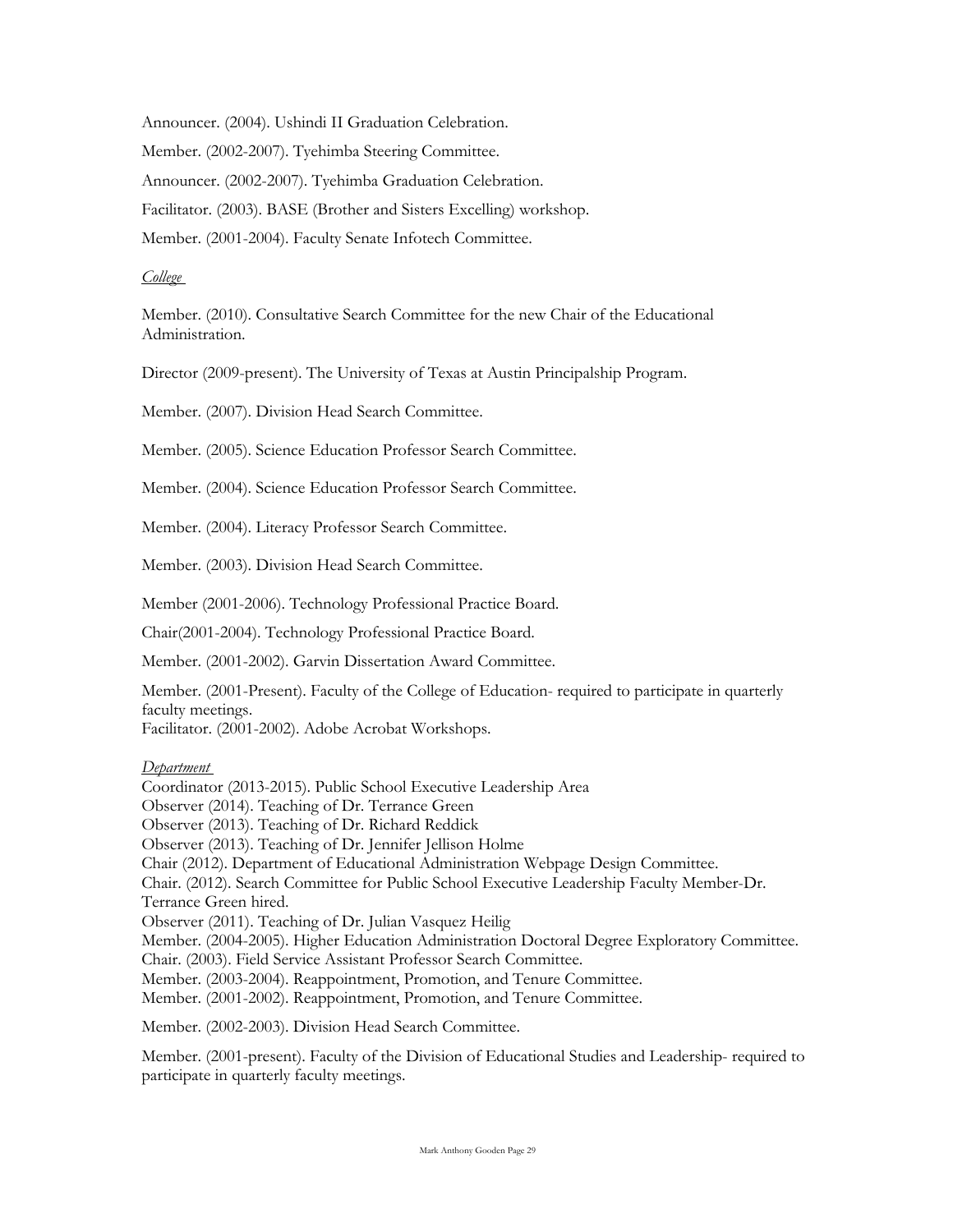Announcer. (2004). Ushindi II Graduation Celebration.

Member. (2002-2007). Tyehimba Steering Committee.

Announcer. (2002-2007). Tyehimba Graduation Celebration.

Facilitator. (2003). BASE (Brother and Sisters Excelling) workshop.

Member. (2001-2004). Faculty Senate Infotech Committee.

*College*

Member. (2010). Consultative Search Committee for the new Chair of the Educational Administration.

Director (2009-present). The University of Texas at Austin Principalship Program.

Member. (2007). Division Head Search Committee.

Member. (2005). Science Education Professor Search Committee.

Member. (2004). Science Education Professor Search Committee.

Member. (2004). Literacy Professor Search Committee.

Member. (2003). Division Head Search Committee.

Member (2001-2006). Technology Professional Practice Board.

Chair(2001-2004). Technology Professional Practice Board.

Member. (2001-2002). Garvin Dissertation Award Committee.

Member. (2001-Present). Faculty of the College of Education- required to participate in quarterly faculty meetings.
Facilitator. (2001-2002). Adobe Acrobat Workshops.

*Department*

Coordinator (2013-2015). Public School Executive Leadership Area
Observer (2014). Teaching of Dr. Terrance Green
Observer (2013). Teaching of Dr. Richard Reddick
Observer (2013). Teaching of Dr. Jennifer Jellison Holme
Chair (2012). Department of Educational Administration Webpage Design Committee.
Chair. (2012). Search Committee for Public School Executive Leadership Faculty Member-Dr. Terrance Green hired.
Observer (2011). Teaching of Dr. Julian Vasquez Heilig
Member. (2004-2005). Higher Education Administration Doctoral Degree Exploratory Committee.
Chair. (2003). Field Service Assistant Professor Search Committee.
Member. (2003-2004). Reappointment, Promotion, and Tenure Committee.
Member. (2001-2002). Reappointment, Promotion, and Tenure Committee.

Member. (2002-2003). Division Head Search Committee.

Member. (2001-present). Faculty of the Division of Educational Studies and Leadership- required to participate in quarterly faculty meetings.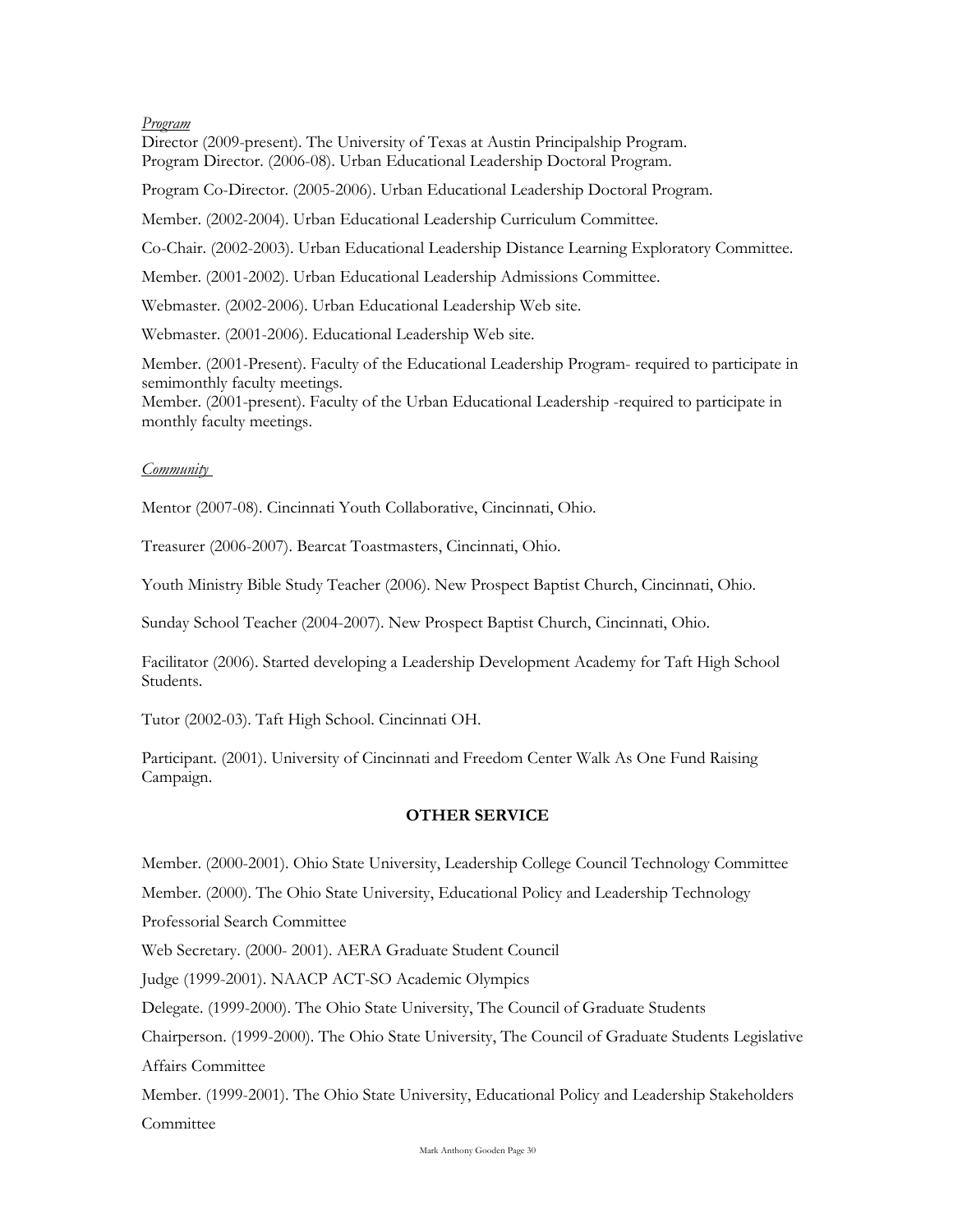*Program*

Director (2009-present). The University of Texas at Austin Principalship Program.
Program Director. (2006-08). Urban Educational Leadership Doctoral Program.

Program Co-Director. (2005-2006). Urban Educational Leadership Doctoral Program.

Member. (2002-2004). Urban Educational Leadership Curriculum Committee.

Co-Chair. (2002-2003). Urban Educational Leadership Distance Learning Exploratory Committee.

Member. (2001-2002). Urban Educational Leadership Admissions Committee.

Webmaster. (2002-2006). Urban Educational Leadership Web site.

Webmaster. (2001-2006). Educational Leadership Web site.

Member. (2001-Present). Faculty of the Educational Leadership Program- required to participate in semimonthly faculty meetings.
Member. (2001-present). Faculty of the Urban Educational Leadership -required to participate in monthly faculty meetings.

*Community*

Mentor (2007-08). Cincinnati Youth Collaborative, Cincinnati, Ohio.

Treasurer (2006-2007). Bearcat Toastmasters, Cincinnati, Ohio.

Youth Ministry Bible Study Teacher (2006). New Prospect Baptist Church, Cincinnati, Ohio.

Sunday School Teacher (2004-2007). New Prospect Baptist Church, Cincinnati, Ohio.

Facilitator (2006). Started developing a Leadership Development Academy for Taft High School Students.

Tutor (2002-03). Taft High School. Cincinnati OH.

Participant. (2001). University of Cincinnati and Freedom Center Walk As One Fund Raising Campaign.

## OTHER SERVICE

Member. (2000-2001). Ohio State University, Leadership College Council Technology Committee

Member. (2000). The Ohio State University, Educational Policy and Leadership Technology Professorial Search Committee

Web Secretary. (2000- 2001). AERA Graduate Student Council

Judge (1999-2001). NAACP ACT-SO Academic Olympics

Delegate. (1999-2000). The Ohio State University, The Council of Graduate Students

Chairperson. (1999-2000). The Ohio State University, The Council of Graduate Students Legislative Affairs Committee

Member. (1999-2001). The Ohio State University, Educational Policy and Leadership Stakeholders Committee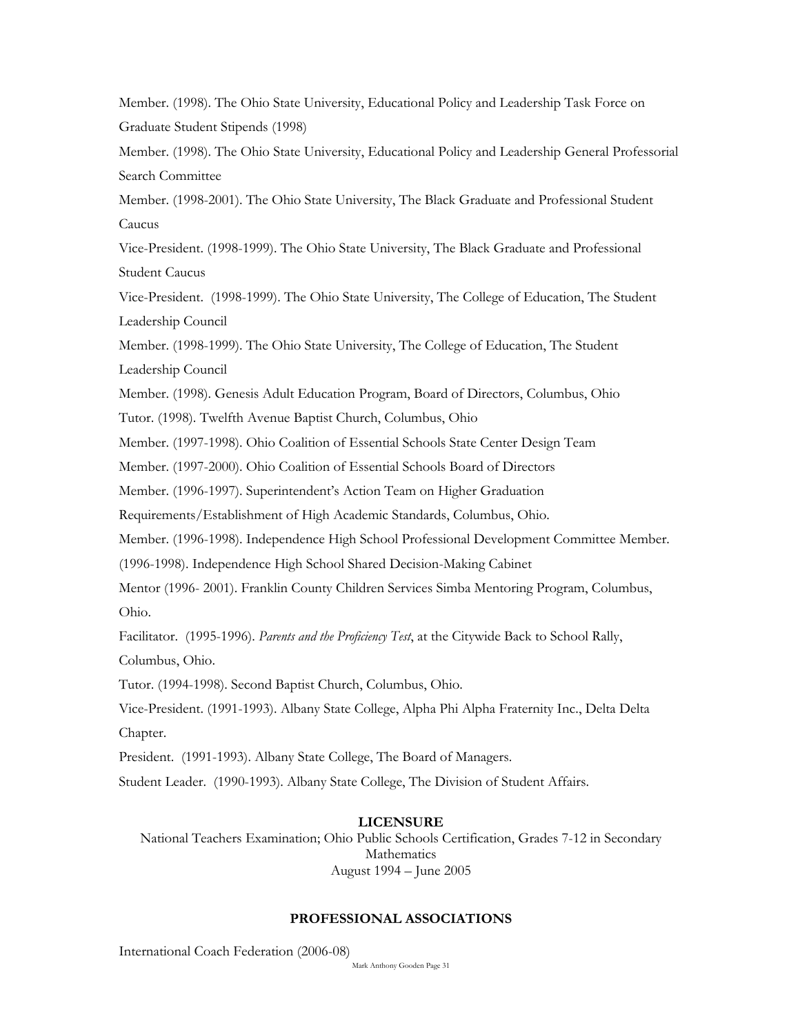Member. (1998). The Ohio State University, Educational Policy and Leadership Task Force on Graduate Student Stipends (1998)

Member. (1998). The Ohio State University, Educational Policy and Leadership General Professorial Search Committee

Member. (1998-2001). The Ohio State University, The Black Graduate and Professional Student Caucus

Vice-President. (1998-1999). The Ohio State University, The Black Graduate and Professional Student Caucus

Vice-President. (1998-1999). The Ohio State University, The College of Education, The Student Leadership Council

Member. (1998-1999). The Ohio State University, The College of Education, The Student Leadership Council

Member. (1998). Genesis Adult Education Program, Board of Directors, Columbus, Ohio

Tutor. (1998). Twelfth Avenue Baptist Church, Columbus, Ohio

Member. (1997-1998). Ohio Coalition of Essential Schools State Center Design Team

Member. (1997-2000). Ohio Coalition of Essential Schools Board of Directors

Member. (1996-1997). Superintendent's Action Team on Higher Graduation Requirements/Establishment of High Academic Standards, Columbus, Ohio.

Member. (1996-1998). Independence High School Professional Development Committee Member. (1996-1998). Independence High School Shared Decision-Making Cabinet

Mentor (1996- 2001). Franklin County Children Services Simba Mentoring Program, Columbus, Ohio.

Facilitator. (1995-1996). *Parents and the Proficiency Test*, at the Citywide Back to School Rally, Columbus, Ohio.

Tutor. (1994-1998). Second Baptist Church, Columbus, Ohio.

Vice-President. (1991-1993). Albany State College, Alpha Phi Alpha Fraternity Inc., Delta Delta Chapter.

President. (1991-1993). Albany State College, The Board of Managers.

Student Leader. (1990-1993). Albany State College, The Division of Student Affairs.

## LICENSURE

National Teachers Examination; Ohio Public Schools Certification, Grades 7-12 in Secondary Mathematics
August 1994 – June 2005

## PROFESSIONAL ASSOCIATIONS

International Coach Federation (2006-08)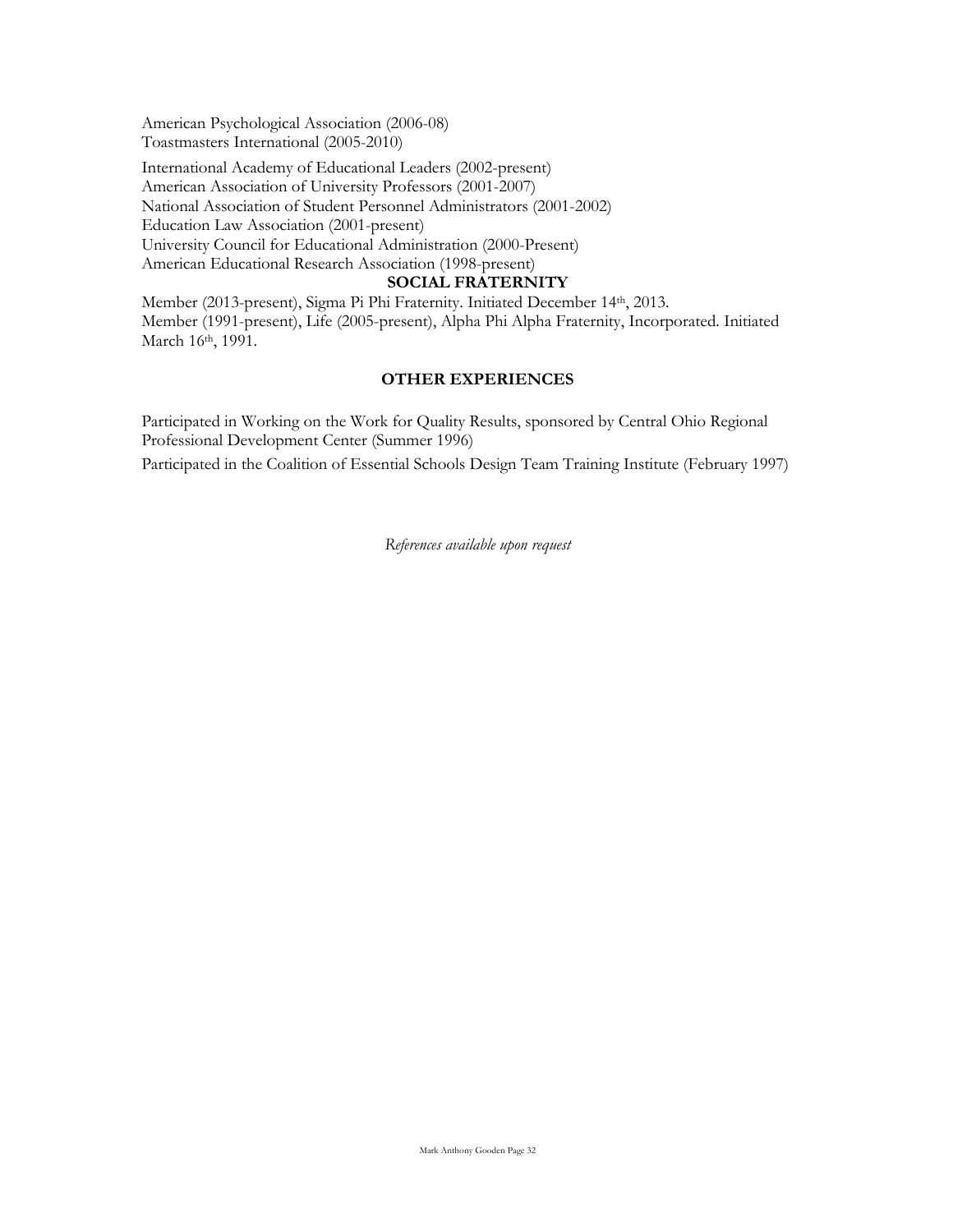American Psychological Association (2006-08)
Toastmasters International (2005-2010)

International Academy of Educational Leaders (2002-present)
American Association of University Professors (2001-2007)
National Association of Student Personnel Administrators (2001-2002)
Education Law Association (2001-present)
University Council for Educational Administration (2000-Present)
American Educational Research Association (1998-present)

## SOCIAL FRATERNITY

Member (2013-present), Sigma Pi Phi Fraternity. Initiated December 14th, 2013.
Member (1991-present), Life (2005-present), Alpha Phi Alpha Fraternity, Incorporated. Initiated March 16th, 1991.

## OTHER EXPERIENCES

Participated in Working on the Work for Quality Results, sponsored by Central Ohio Regional Professional Development Center (Summer 1996)

Participated in the Coalition of Essential Schools Design Team Training Institute (February 1997)

*References available upon request*